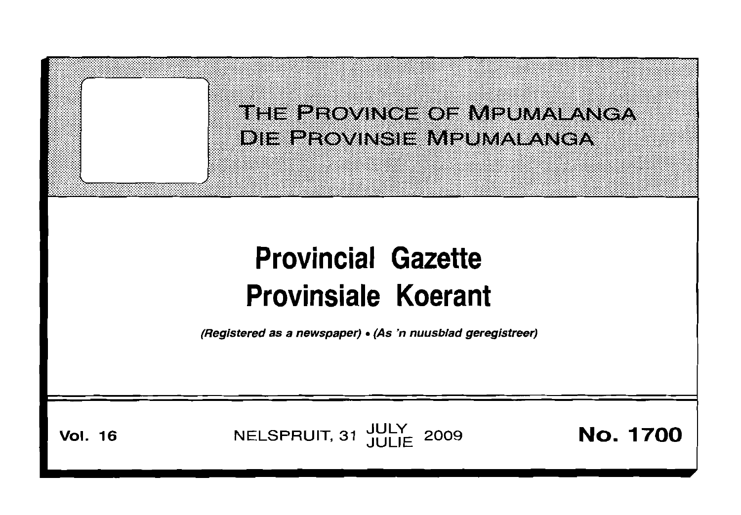# THE PROVINCE OF MPUMALANGA
# DIE PROVINSIE MPUMALANGA

# Provincial Gazette
# Provinsiale Koerant

*(Registered as a newspaper) • (As 'n nuusblad geregistreer)*

**Vol. 16** NELSPRUIT, 31 JULY / JULIE 2009 **No. 1700**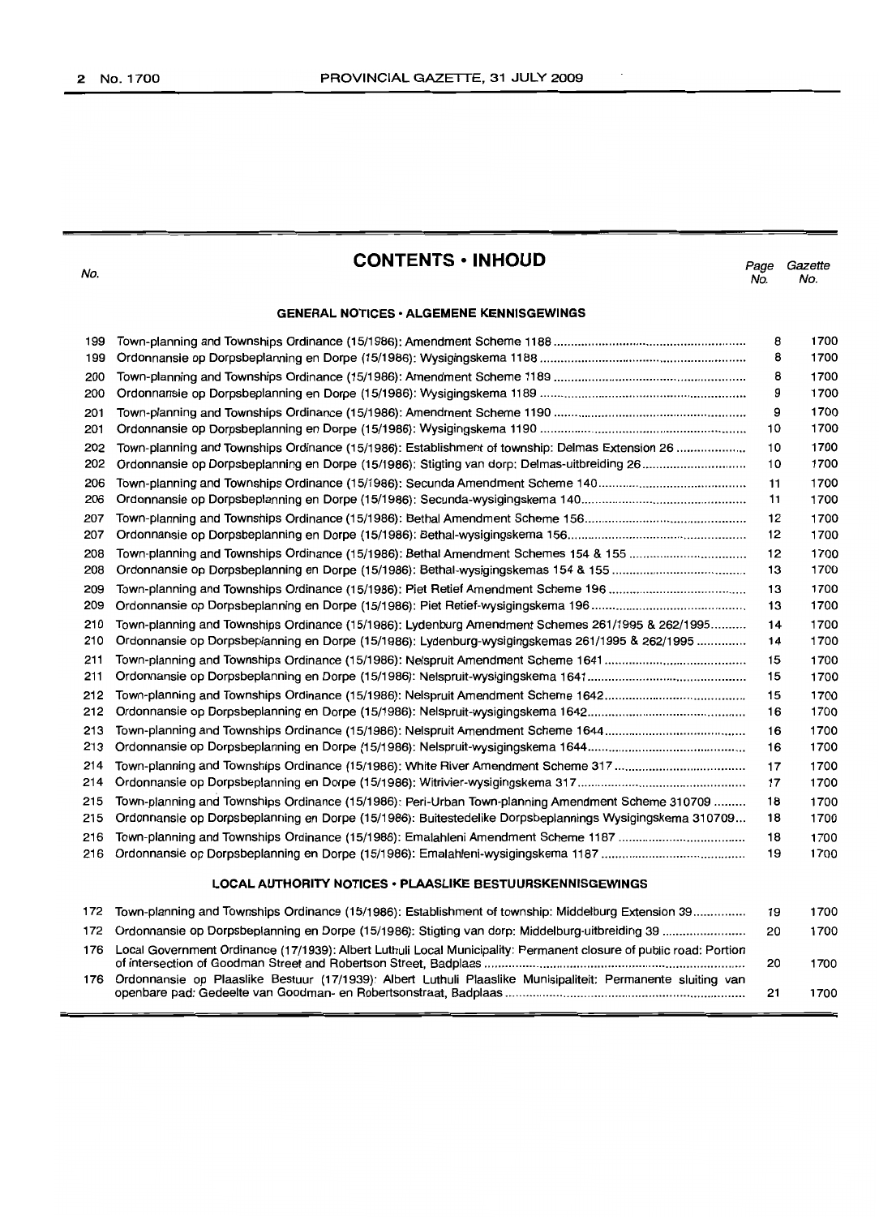# CONTENTS • INHOUD

| No. | | Page No. | Gazette No. |
|---|---|---|---|
| | **GENERAL NOTICES • ALGEMENE KENNISGEWINGS** | | |
| 199 | Town-planning and Townships Ordinance (15/1986): Amendment Scheme 1188 | 8 | 1700 |
| 199 | Ordonnansie op Dorpsbeplanning en Dorpe (15/1986): Wysigingskema 1188 | 8 | 1700 |
| 200 | Town-planning and Townships Ordinance (15/1986): Amendment Scheme 1189 | 8 | 1700 |
| 200 | Ordonnansie op Dorpsbeplanning en Dorpe (15/1986): Wysigingskema 1189 | 9 | 1700 |
| 201 | Town-planning and Townships Ordinance (15/1986): Amendment Scheme 1190 | 9 | 1700 |
| 201 | Ordonnansie op Dorpsbeplanning en Dorpe (15/1986): Wysigingskema 1190 | 10 | 1700 |
| 202 | Town-planning and Townships Ordinance (15/1986): Establishment of township: Delmas Extension 26 | 10 | 1700 |
| 202 | Ordonnansie op Dorpsbeplanning en Dorpe (15/1986): Stigting van dorp: Delmas-uitbreiding 26 | 10 | 1700 |
| 206 | Town-planning and Townships Ordinance (15/1986): Secunda Amendment Scheme 140 | 11 | 1700 |
| 206 | Ordonnansie op Dorpsbeplanning en Dorpe (15/1986): Secunda-wysigingskema 140 | 11 | 1700 |
| 207 | Town-planning and Townships Ordinance (15/1986): Bethal Amendment Scheme 156 | 12 | 1700 |
| 207 | Ordonnansie op Dorpsbeplanning en Dorpe (15/1986): Bethal-wysigingskema 156 | 12 | 1700 |
| 208 | Town-planning and Townships Ordinance (15/1986): Bethal Amendment Schemes 154 & 155 | 12 | 1700 |
| 208 | Ordonnansie op Dorpsbeplanning en Dorpe (15/1986): Bethal-wysigingskemas 154 & 155 | 13 | 1700 |
| 209 | Town-planning and Townships Ordinance (15/1986): Piet Retief Amendment Scheme 196 | 13 | 1700 |
| 209 | Ordonnansie op Dorpsbeplanning en Dorpe (15/1986): Piet Retief-wysigingskema 196 | 13 | 1700 |
| 210 | Town-planning and Townships Ordinance (15/1986): Lydenburg Amendment Schemes 261/1995 & 262/1995 | 14 | 1700 |
| 210 | Ordonnansie op Dorpsbeplanning en Dorpe (15/1986): Lydenburg-wysigingskemas 261/1995 & 262/1995 | 14 | 1700 |
| 211 | Town-planning and Townships Ordinance (15/1986): Nelspruit Amendment Scheme 1641 | 15 | 1700 |
| 211 | Ordonnansie op Dorpsbeplanning en Dorpe (15/1986): Nelspruit-wysigingskema 1641 | 15 | 1700 |
| 212 | Town-planning and Townships Ordinance (15/1986): Nelspruit Amendment Scheme 1642 | 15 | 1700 |
| 212 | Ordonnansie op Dorpsbeplanning en Dorpe (15/1986): Nelspruit-wysigingskema 1642 | 16 | 1700 |
| 213 | Town-planning and Townships Ordinance (15/1986): Nelspruit Amendment Scheme 1644 | 16 | 1700 |
| 213 | Ordonnansie op Dorpsbeplanning en Dorpe (15/1986): Nelspruit-wysigingskema 1644 | 16 | 1700 |
| 214 | Town-planning and Townships Ordinance (15/1986): White River Amendment Scheme 317 | 17 | 1700 |
| 214 | Ordonnansie op Dorpsbeplanning en Dorpe (15/1986): Witrivier-wysigingskema 317 | 17 | 1700 |
| 215 | Town-planning and Townships Ordinance (15/1986): Peri-Urban Town-planning Amendment Scheme 310709 | 18 | 1700 |
| 215 | Ordonnansie op Dorpsbeplanning en Dorpe (15/1986): Buitestedelike Dorpsbeplannings Wysigingskema 310709 | 18 | 1700 |
| 216 | Town-planning and Townships Ordinance (15/1986): Emalahleni Amendment Scheme 1187 | 18 | 1700 |
| 216 | Ordonnansie op Dorpsbeplanning en Dorpe (15/1986): Emalahleni-wysigingskema 1187 | 19 | 1700 |
| | **LOCAL AUTHORITY NOTICES • PLAASLIKE BESTUURSKENNISGEWINGS** | | |
| 172 | Town-planning and Townships Ordinance (15/1986): Establishment of township: Middelburg Extension 39 | 19 | 1700 |
| 172 | Ordonnansie op Dorpsbeplanning en Dorpe (15/1986): Stigting van dorp: Middelburg-uitbreiding 39 | 20 | 1700 |
| 176 | Local Government Ordinance (17/1939): Albert Luthuli Local Municipality: Permanent closure of public road: Portion of intersection of Goodman Street and Robertson Street, Badplaas | 20 | 1700 |
| 176 | Ordonnansie op Plaaslike Bestuur (17/1939): Albert Luthuli Plaaslike Munisipaliteit: Permanente sluiting van openbare pad: Gedeelte van Goodman- en Robertsonstraat, Badplaas | 21 | 1700 |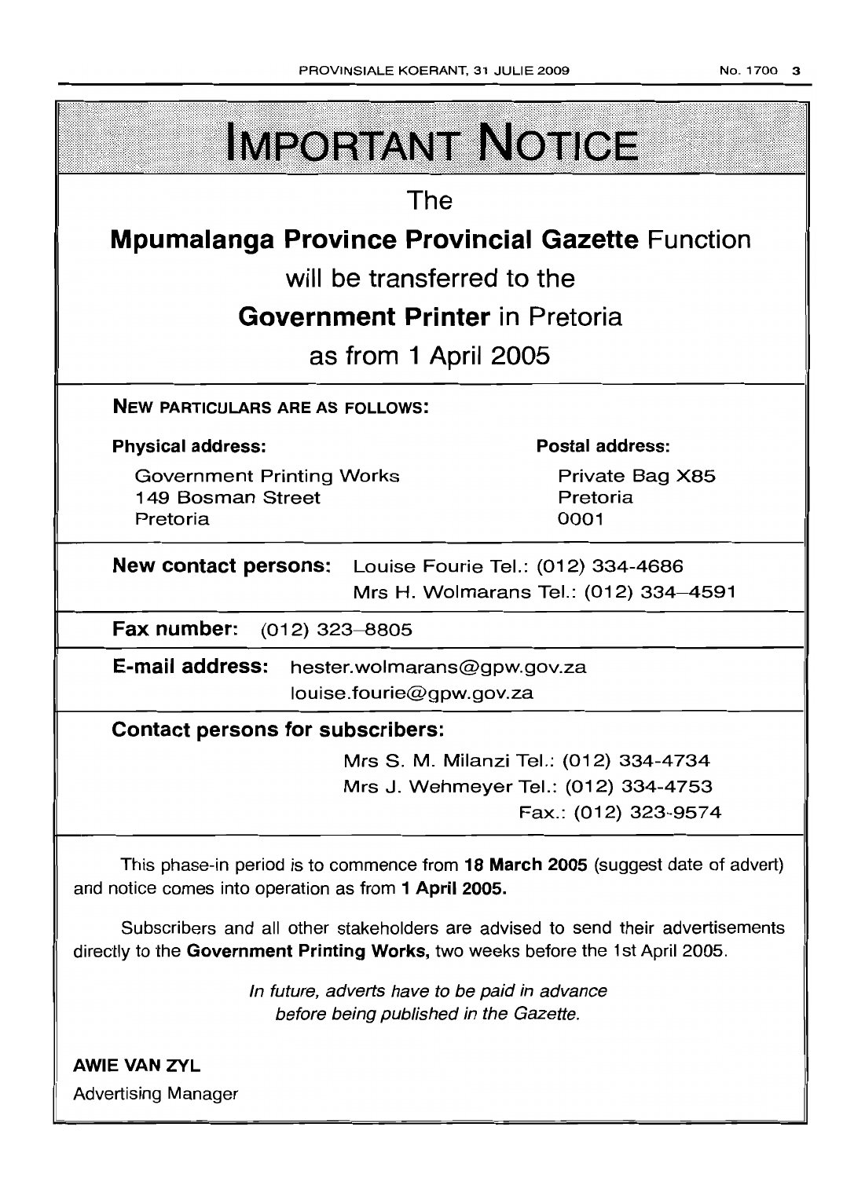# IMPORTANT NOTICE

The

**Mpumalanga Province Provincial Gazette** Function

will be transferred to the

**Government Printer** in Pretoria

as from 1 April 2005

**NEW PARTICULARS ARE AS FOLLOWS:**

**Physical address:**

Government Printing Works
149 Bosman Street
Pretoria

**Postal address:**

Private Bag X85
Pretoria
0001

**New contact persons:** Louise Fourie Tel.: (012) 334-4686
Mrs H. Wolmarans Tel.: (012) 334–4591

**Fax number:** (012) 323–8805

**E-mail address:** hester.wolmarans@gpw.gov.za
louise.fourie@gpw.gov.za

**Contact persons for subscribers:**

Mrs S. M. Milanzi Tel.: (012) 334-4734
Mrs J. Wehmeyer Tel.: (012) 334-4753
Fax.: (012) 323-9574

This phase-in period is to commence from **18 March 2005** (suggest date of advert) and notice comes into operation as from **1 April 2005.**

Subscribers and all other stakeholders are advised to send their advertisements directly to the **Government Printing Works,** two weeks before the 1st April 2005.

*In future, adverts have to be paid in advance before being published in the Gazette.*

**AWIE VAN ZYL**
Advertising Manager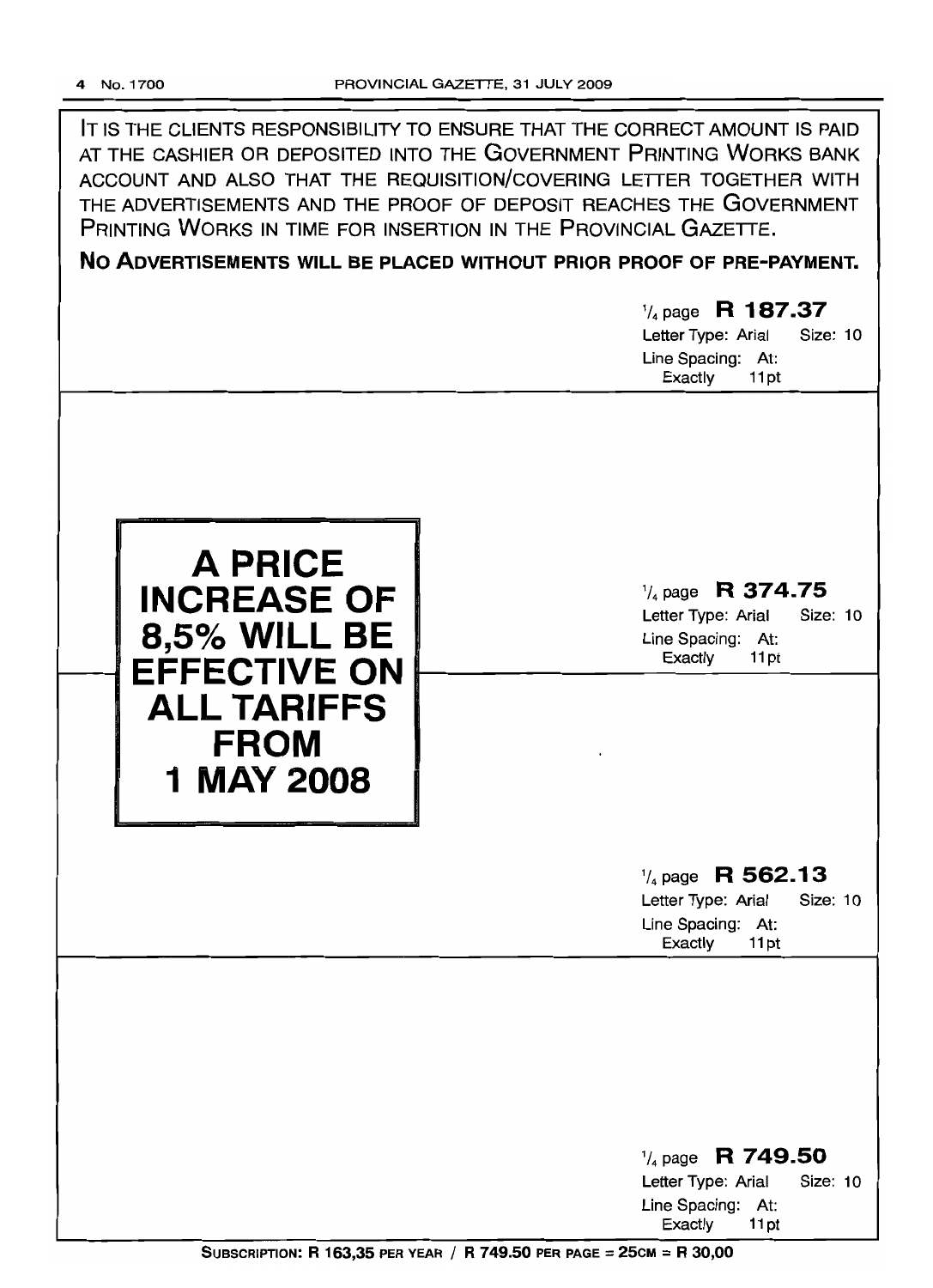IT IS THE CLIENTS RESPONSIBILITY TO ENSURE THAT THE CORRECT AMOUNT IS PAID AT THE CASHIER OR DEPOSITED INTO THE GOVERNMENT PRINTING WORKS BANK ACCOUNT AND ALSO THAT THE REQUISITION/COVERING LETTER TOGETHER WITH THE ADVERTISEMENTS AND THE PROOF OF DEPOSIT REACHES THE GOVERNMENT PRINTING WORKS IN TIME FOR INSERTION IN THE PROVINCIAL GAZETTE.

**NO ADVERTISEMENTS WILL BE PLACED WITHOUT PRIOR PROOF OF PRE-PAYMENT.**

1/4 page **R 187.37**
Letter Type: Arial Size: 10
Line Spacing: At: Exactly 11pt

**A PRICE INCREASE OF 8,5% WILL BE EFFECTIVE ON ALL TARIFFS FROM 1 MAY 2008**

1/4 page **R 374.75**
Letter Type: Arial Size: 10
Line Spacing: At: Exactly 11pt

1/4 page **R 562.13**
Letter Type: Arial Size: 10
Line Spacing: At: Exactly 11pt

1/4 page **R 749.50**
Letter Type: Arial Size: 10
Line Spacing: At: Exactly 11pt

**SUBSCRIPTION: R 163,35 PER YEAR / R 749.50 PER PAGE = 25CM = R 30,00**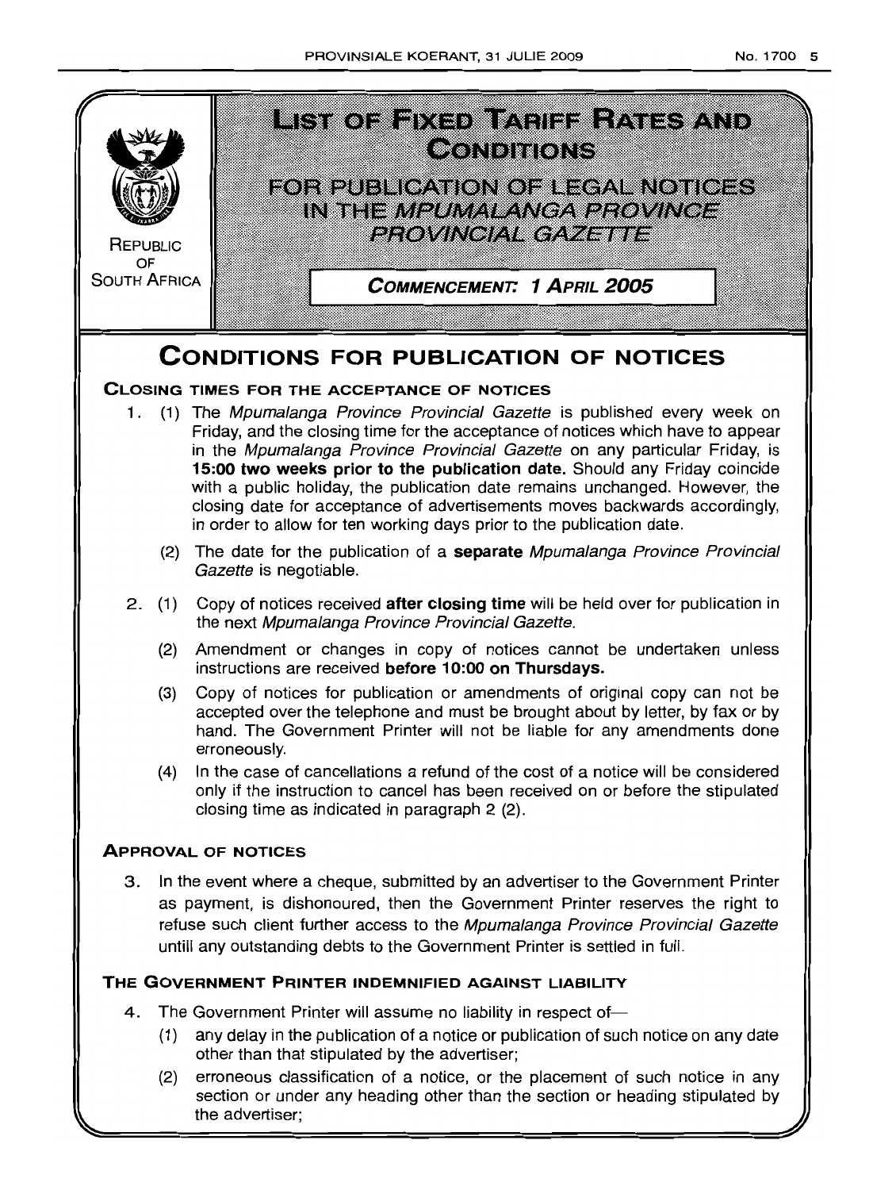REPUBLIC OF SOUTH AFRICA

# LIST OF FIXED TARIFF RATES AND CONDITIONS

## FOR PUBLICATION OF LEGAL NOTICES IN THE *MPUMALANGA PROVINCE PROVINCIAL GAZETTE*

**COMMENCEMENT: 1 APRIL 2005**

# CONDITIONS FOR PUBLICATION OF NOTICES

### CLOSING TIMES FOR THE ACCEPTANCE OF NOTICES

1. (1) The *Mpumalanga Province Provincial Gazette* is published every week on Friday, and the closing time for the acceptance of notices which have to appear in the *Mpumalanga Province Provincial Gazette* on any particular Friday, is **15:00 two weeks prior to the publication date.** Should any Friday coincide with a public holiday, the publication date remains unchanged. However, the closing date for acceptance of advertisements moves backwards accordingly, in order to allow for ten working days prior to the publication date.

   (2) The date for the publication of a **separate** *Mpumalanga Province Provincial Gazette* is negotiable.

2. (1) Copy of notices received **after closing time** will be held over for publication in the next *Mpumalanga Province Provincial Gazette*.

   (2) Amendment or changes in copy of notices cannot be undertaken unless instructions are received **before 10:00 on Thursdays.**

   (3) Copy of notices for publication or amendments of original copy can not be accepted over the telephone and must be brought about by letter, by fax or by hand. The Government Printer will not be liable for any amendments done erroneously.

   (4) In the case of cancellations a refund of the cost of a notice will be considered only if the instruction to cancel has been received on or before the stipulated closing time as indicated in paragraph 2 (2).

### APPROVAL OF NOTICES

3. In the event where a cheque, submitted by an advertiser to the Government Printer as payment, is dishonoured, then the Government Printer reserves the right to refuse such client further access to the *Mpumalanga Province Provincial Gazette* untill any outstanding debts to the Government Printer is settled in full.

### THE GOVERNMENT PRINTER INDEMNIFIED AGAINST LIABILITY

4. The Government Printer will assume no liability in respect of—

   (1) any delay in the publication of a notice or publication of such notice on any date other than that stipulated by the advertiser;

   (2) erroneous classification of a notice, or the placement of such notice in any section or under any heading other than the section or heading stipulated by the advertiser;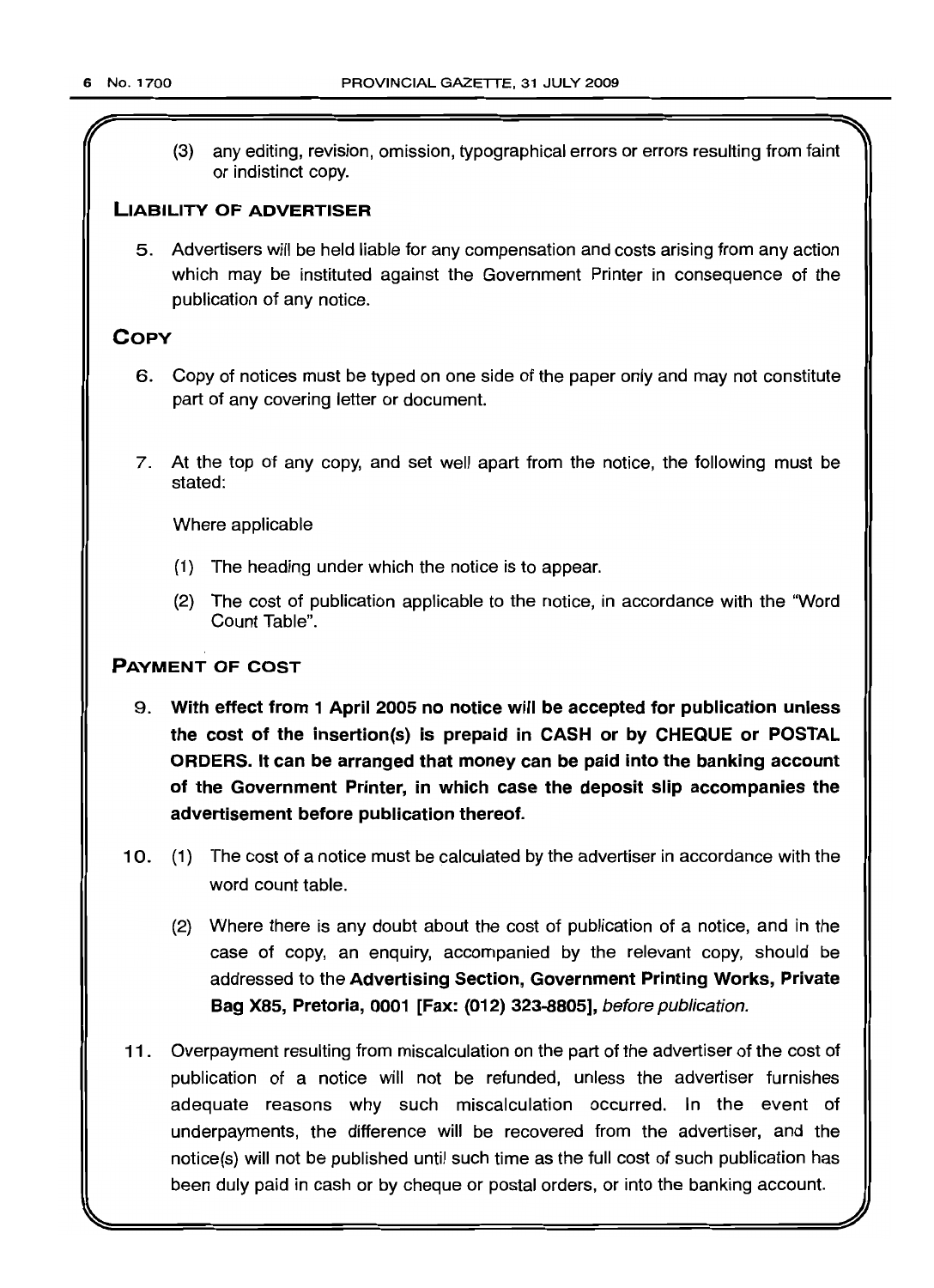(3) any editing, revision, omission, typographical errors or errors resulting from faint or indistinct copy.

## LIABILITY OF ADVERTISER

5. Advertisers will be held liable for any compensation and costs arising from any action which may be instituted against the Government Printer in consequence of the publication of any notice.

## COPY

6. Copy of notices must be typed on one side of the paper only and may not constitute part of any covering letter or document.

7. At the top of any copy, and set well apart from the notice, the following must be stated:

   Where applicable

   (1) The heading under which the notice is to appear.

   (2) The cost of publication applicable to the notice, in accordance with the "Word Count Table".

## PAYMENT OF COST

9. **With effect from 1 April 2005 no notice will be accepted for publication unless the cost of the insertion(s) is prepaid in CASH or by CHEQUE or POSTAL ORDERS. It can be arranged that money can be paid into the banking account of the Government Printer, in which case the deposit slip accompanies the advertisement before publication thereof.**

10. (1) The cost of a notice must be calculated by the advertiser in accordance with the word count table.

    (2) Where there is any doubt about the cost of publication of a notice, and in the case of copy, an enquiry, accompanied by the relevant copy, should be addressed to the **Advertising Section, Government Printing Works, Private Bag X85, Pretoria, 0001 [Fax: (012) 323-8805],** *before publication.*

11. Overpayment resulting from miscalculation on the part of the advertiser of the cost of publication of a notice will not be refunded, unless the advertiser furnishes adequate reasons why such miscalculation occurred. In the event of underpayments, the difference will be recovered from the advertiser, and the notice(s) will not be published until such time as the full cost of such publication has been duly paid in cash or by cheque or postal orders, or into the banking account.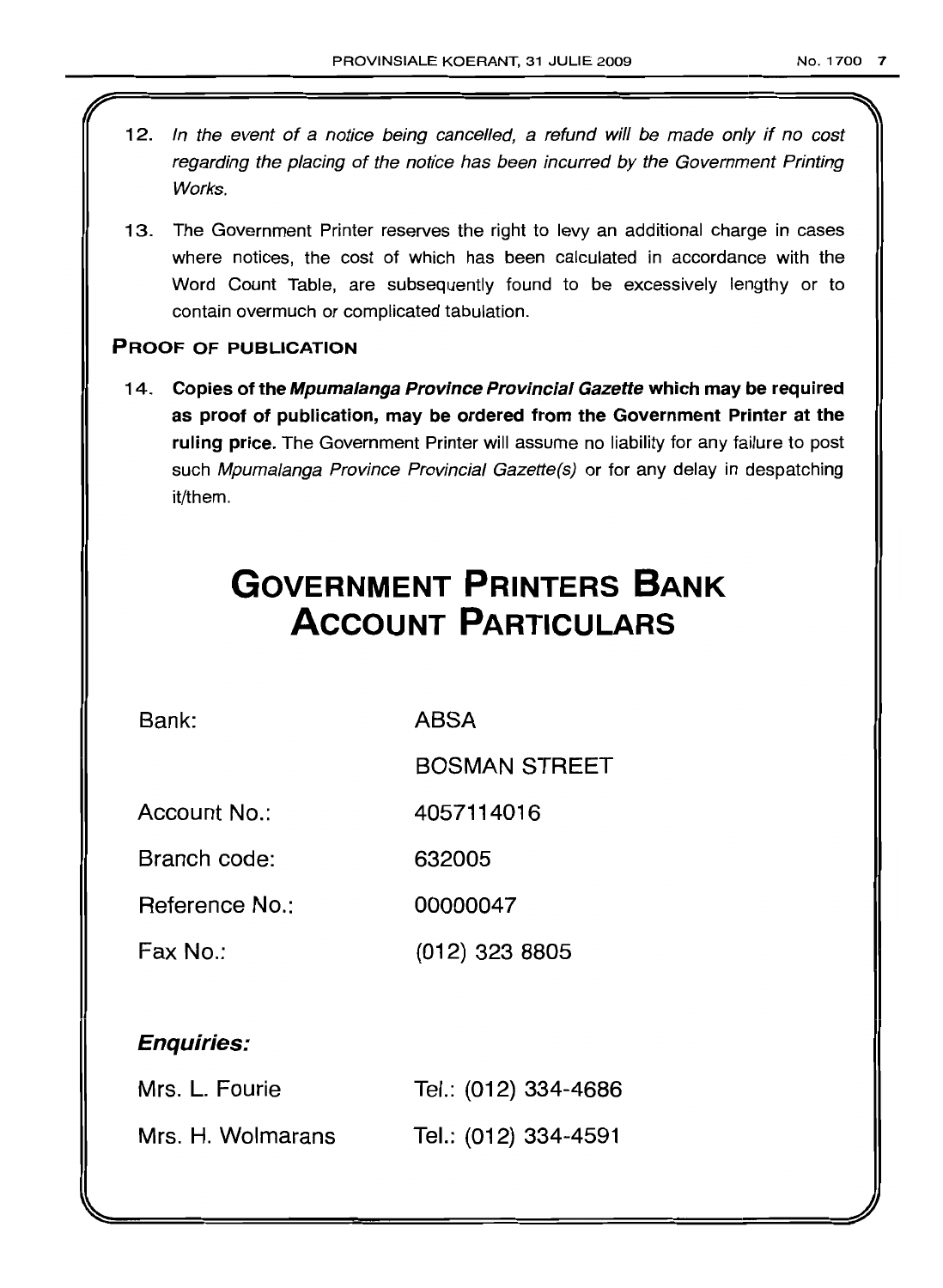12. *In the event of a notice being cancelled, a refund will be made only if no cost regarding the placing of the notice has been incurred by the Government Printing Works.*

13. The Government Printer reserves the right to levy an additional charge in cases where notices, the cost of which has been calculated in accordance with the Word Count Table, are subsequently found to be excessively lengthy or to contain overmuch or complicated tabulation.

**PROOF OF PUBLICATION**

14. **Copies of the *Mpumalanga Province Provincial Gazette* which may be required as proof of publication, may be ordered from the Government Printer at the ruling price.** The Government Printer will assume no liability for any failure to post such *Mpumalanga Province Provincial Gazette(s)* or for any delay in despatching it/them.

# GOVERNMENT PRINTERS BANK ACCOUNT PARTICULARS

| | |
|---|---|
| Bank: | ABSA |
| | BOSMAN STREET |
| Account No.: | 4057114016 |
| Branch code: | 632005 |
| Reference No.: | 00000047 |
| Fax No.: | (012) 323 8805 |

***Enquiries:***

| | |
|---|---|
| Mrs. L. Fourie | Tel.: (012) 334-4686 |
| Mrs. H. Wolmarans | Tel.: (012) 334-4591 |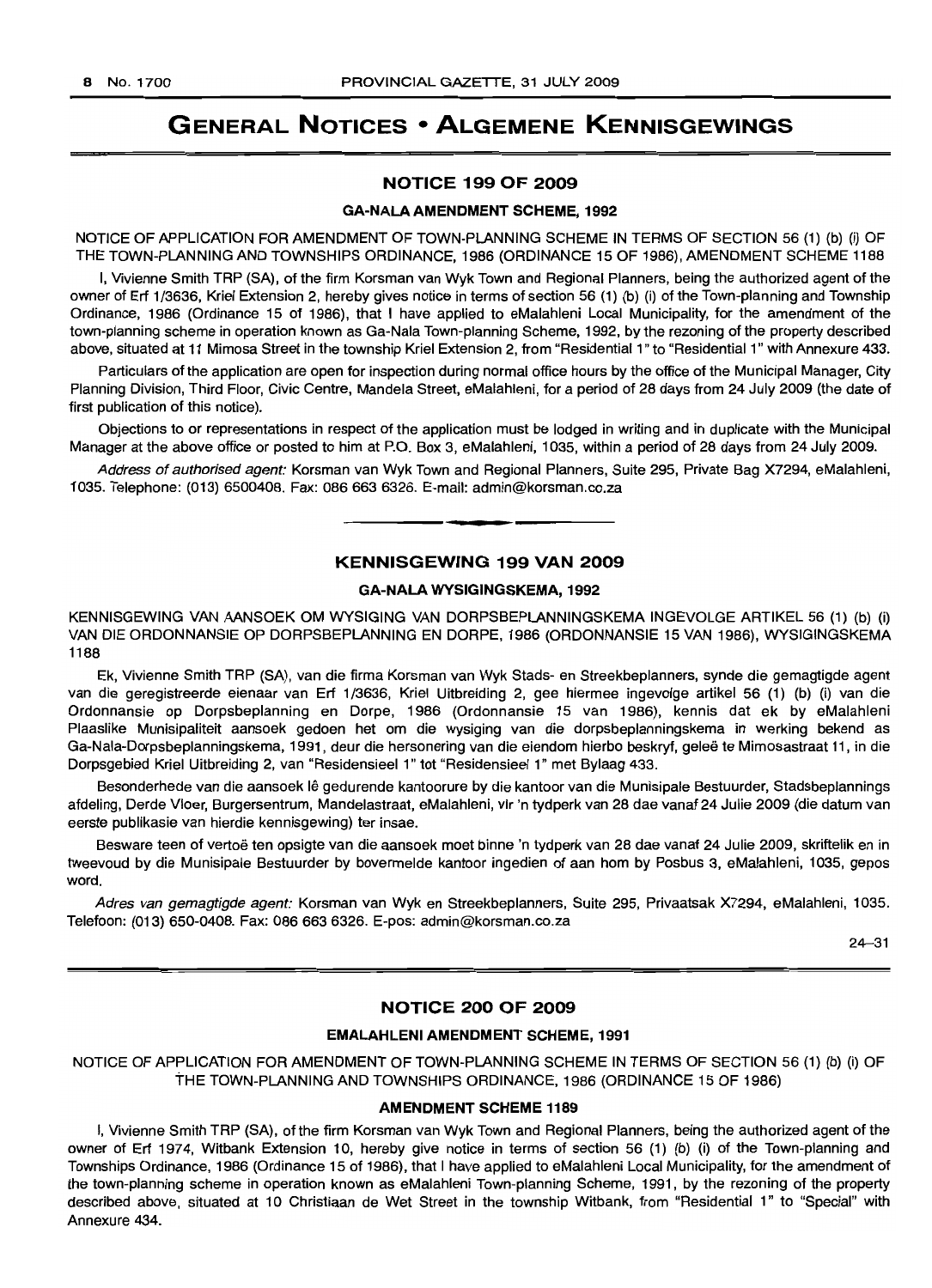# GENERAL NOTICES • ALGEMENE KENNISGEWINGS

## NOTICE 199 OF 2009

### GA-NALA AMENDMENT SCHEME, 1992

NOTICE OF APPLICATION FOR AMENDMENT OF TOWN-PLANNING SCHEME IN TERMS OF SECTION 56 (1) (b) (i) OF THE TOWN-PLANNING AND TOWNSHIPS ORDINANCE, 1986 (ORDINANCE 15 OF 1986), AMENDMENT SCHEME 1188

I, Vivienne Smith TRP (SA), of the firm Korsman van Wyk Town and Regional Planners, being the authorized agent of the owner of Erf 1/3636, Kriel Extension 2, hereby gives notice in terms of section 56 (1) (b) (i) of the Town-planning and Township Ordinance, 1986 (Ordinance 15 of 1986), that I have applied to eMalahleni Local Municipality, for the amendment of the town-planning scheme in operation known as Ga-Nala Town-planning Scheme, 1992, by the rezoning of the property described above, situated at 11 Mimosa Street in the township Kriel Extension 2, from "Residential 1" to "Residential 1" with Annexure 433.

Particulars of the application are open for inspection during normal office hours by the office of the Municipal Manager, City Planning Division, Third Floor, Civic Centre, Mandela Street, eMalahleni, for a period of 28 days from 24 July 2009 (the date of first publication of this notice).

Objections to or representations in respect of the application must be lodged in writing and in duplicate with the Municipal Manager at the above office or posted to him at P.O. Box 3, eMalahleni, 1035, within a period of 28 days from 24 July 2009.

*Address of authorised agent:* Korsman van Wyk Town and Regional Planners, Suite 295, Private Bag X7294, eMalahleni, 1035. Telephone: (013) 6500408. Fax: 086 663 6326. E-mail: admin@korsman.co.za

---

## KENNISGEWING 199 VAN 2009

### GA-NALA WYSIGINGSKEMA, 1992

KENNISGEWING VAN AANSOEK OM WYSIGING VAN DORPSBEPLANNINGSKEMA INGEVOLGE ARTIKEL 56 (1) (b) (i) VAN DIE ORDONNANSIE OP DORPSBEPLANNING EN DORPE, 1986 (ORDONNANSIE 15 VAN 1986), WYSIGINGSKEMA 1188

Ek, Vivienne Smith TRP (SA), van die firma Korsman van Wyk Stads- en Streekbeplanners, synde die gemagtigde agent van die geregistreerde eienaar van Erf 1/3636, Kriel Uitbreiding 2, gee hiermee ingevolge artikel 56 (1) (b) (i) van die Ordonnansie op Dorpsbeplanning en Dorpe, 1986 (Ordonnansie 15 van 1986), kennis dat ek by eMalahleni Plaaslike Munisipaliteit aansoek gedoen het om die wysiging van die dorpsbeplanningskema in werking bekend as Ga-Nala-Dorpsbeplanningskema, 1991, deur die hersonering van die eiendom hierbo beskryf, geleë te Mimosastraat 11, in die Dorpsgebied Kriel Uitbreiding 2, van "Residensieel 1" tot "Residensieel 1" met Bylaag 433.

Besonderhede van die aansoek lê gedurende kantoorure by die kantoor van die Munisipale Bestuurder, Stadsbeplannings afdeling, Derde Vloer, Burgersentrum, Mandelastraat, eMalahleni, vir 'n tydperk van 28 dae vanaf 24 Julie 2009 (die datum van eerste publikasie van hierdie kennisgewing) ter insae.

Besware teen of vertoë ten opsigte van die aansoek moet binne 'n tydperk van 28 dae vanaf 24 Julie 2009, skriftelik en in tweevoud by die Munisipale Bestuurder by bovermelde kantoor ingedien of aan hom by Posbus 3, eMalahleni, 1035, gepos word.

*Adres van gemagtigde agent:* Korsman van Wyk en Streekbeplanners, Suite 295, Privaatsak X7294, eMalahleni, 1035. Telefoon: (013) 650-0408. Fax: 086 663 6326. E-pos: admin@korsman.co.za

24–31

---

## NOTICE 200 OF 2009

### EMALAHLENI AMENDMENT SCHEME, 1991

NOTICE OF APPLICATION FOR AMENDMENT OF TOWN-PLANNING SCHEME IN TERMS OF SECTION 56 (1) (b) (i) OF THE TOWN-PLANNING AND TOWNSHIPS ORDINANCE, 1986 (ORDINANCE 15 OF 1986)

### AMENDMENT SCHEME 1189

I, Vivienne Smith TRP (SA), of the firm Korsman van Wyk Town and Regional Planners, being the authorized agent of the owner of Erf 1974, Witbank Extension 10, hereby give notice in terms of section 56 (1) (b) (i) of the Town-planning and Townships Ordinance, 1986 (Ordinance 15 of 1986), that I have applied to eMalahleni Local Municipality, for the amendment of the town-planning scheme in operation known as eMalahleni Town-planning Scheme, 1991, by the rezoning of the property described above, situated at 10 Christiaan de Wet Street in the township Witbank, from "Residential 1" to "Special" with Annexure 434.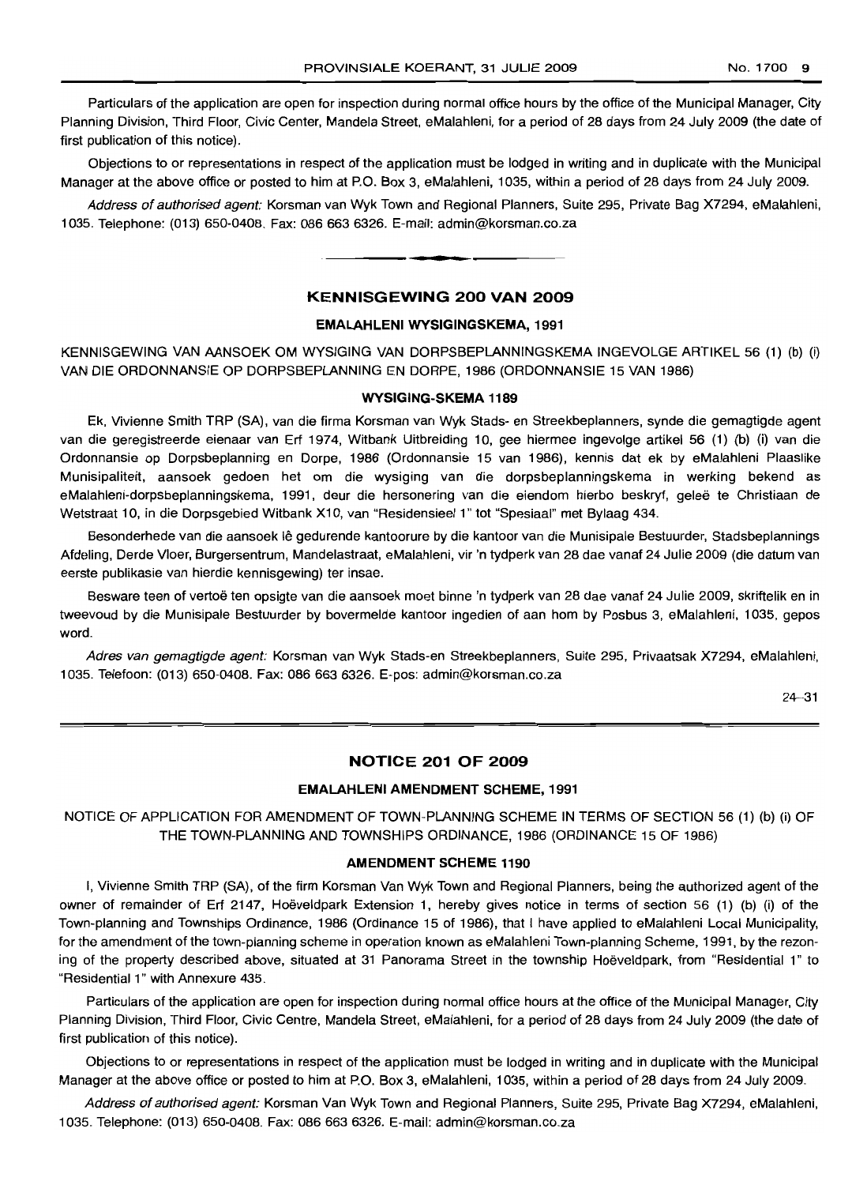Particulars of the application are open for inspection during normal office hours by the office of the Municipal Manager, City Planning Division, Third Floor, Civic Center, Mandela Street, eMalahleni, for a period of 28 days from 24 July 2009 (the date of first publication of this notice).

Objections to or representations in respect of the application must be lodged in writing and in duplicate with the Municipal Manager at the above office or posted to him at P.O. Box 3, eMalahleni, 1035, within a period of 28 days from 24 July 2009.

*Address of authorised agent:* Korsman van Wyk Town and Regional Planners, Suite 295, Private Bag X7294, eMalahleni, 1035. Telephone: (013) 650-0408. Fax: 086 663 6326. E-mail: admin@korsman.co.za

## KENNISGEWING 200 VAN 2009

### EMALAHLENI WYSIGINGSKEMA, 1991

KENNISGEWING VAN AANSOEK OM WYSIGING VAN DORPSBEPLANNINGSKEMA INGEVOLGE ARTIKEL 56 (1) (b) (i) VAN DIE ORDONNANSIE OP DORPSBEPLANNING EN DORPE, 1986 (ORDONNANSIE 15 VAN 1986)

### WYSIGING-SKEMA 1189

Ek, Vivienne Smith TRP (SA), van die firma Korsman van Wyk Stads- en Streekbeplanners, synde die gemagtigde agent van die geregistreerde eienaar van Erf 1974, Witbank Uitbreiding 10, gee hiermee ingevolge artikel 56 (1) (b) (i) van die Ordonnansie op Dorpsbeplanning en Dorpe, 1986 (Ordonnansie 15 van 1986), kennis dat ek by eMalahleni Plaaslike Munisipaliteit, aansoek gedoen het om die wysiging van die dorpsbeplanningskema in werking bekend as eMalahleni-dorpsbeplanningskema, 1991, deur die hersonering van die eiendom hierbo beskryf, geleë te Christiaan de Wetstraat 10, in die Dorpsgebied Witbank X10, van "Residensieel 1" tot "Spesiaal" met Bylaag 434.

Besonderhede van die aansoek lê gedurende kantoorure by die kantoor van die Munisipale Bestuurder, Stadsbeplannings Afdeling, Derde Vloer, Burgersentrum, Mandelastraat, eMalahleni, vir 'n tydperk van 28 dae vanaf 24 Julie 2009 (die datum van eerste publikasie van hierdie kennisgewing) ter insae.

Besware teen of vertoë ten opsigte van die aansoek moet binne 'n tydperk van 28 dae vanaf 24 Julie 2009, skriftelik en in tweevoud by die Munisipale Bestuurder by bovermelde kantoor ingedien of aan hom by Posbus 3, eMalahleni, 1035, gepos word.

*Adres van gemagtigde agent:* Korsman van Wyk Stads-en Streekbeplanners, Suite 295, Privaatsak X7294, eMalahleni, 1035. Telefoon: (013) 650-0408. Fax: 086 663 6326. E-pos: admin@korsman.co.za

24–31

## NOTICE 201 OF 2009

### EMALAHLENI AMENDMENT SCHEME, 1991

NOTICE OF APPLICATION FOR AMENDMENT OF TOWN-PLANNING SCHEME IN TERMS OF SECTION 56 (1) (b) (i) OF THE TOWN-PLANNING AND TOWNSHIPS ORDINANCE, 1986 (ORDINANCE 15 OF 1986)

### AMENDMENT SCHEME 1190

I, Vivienne Smith TRP (SA), of the firm Korsman Van Wyk Town and Regional Planners, being the authorized agent of the owner of remainder of Erf 2147, Hoëveldpark Extension 1, hereby gives notice in terms of section 56 (1) (b) (i) of the Town-planning and Townships Ordinance, 1986 (Ordinance 15 of 1986), that I have applied to eMalahleni Local Municipality, for the amendment of the town-planning scheme in operation known as eMalahleni Town-planning Scheme, 1991, by the rezoning of the property described above, situated at 31 Panorama Street in the township Hoëveldpark, from "Residential 1" to "Residential 1" with Annexure 435.

Particulars of the application are open for inspection during normal office hours at the office of the Municipal Manager, City Planning Division, Third Floor, Civic Centre, Mandela Street, eMalahleni, for a period of 28 days from 24 July 2009 (the date of first publication of this notice).

Objections to or representations in respect of the application must be lodged in writing and in duplicate with the Municipal Manager at the above office or posted to him at P.O. Box 3, eMalahleni, 1035, within a period of 28 days from 24 July 2009.

*Address of authorised agent:* Korsman Van Wyk Town and Regional Planners, Suite 295, Private Bag X7294, eMalahleni, 1035. Telephone: (013) 650-0408. Fax: 086 663 6326. E-mail: admin@korsman.co.za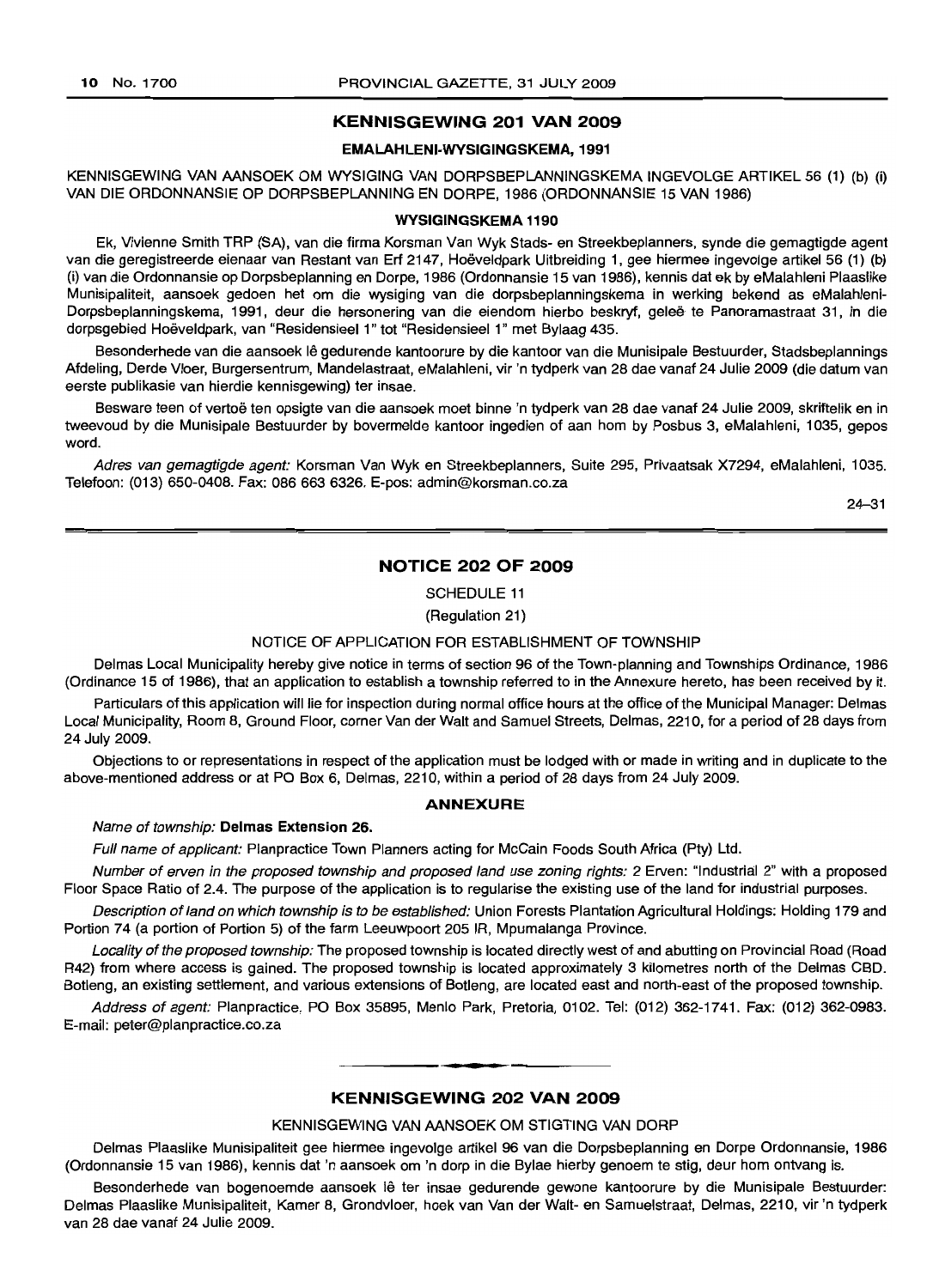## KENNISGEWING 201 VAN 2009

### EMALAHLENI-WYSIGINGSKEMA, 1991

KENNISGEWING VAN AANSOEK OM WYSIGING VAN DORPSBEPLANNINGSKEMA INGEVOLGE ARTIKEL 56 (1) (b) (i) VAN DIE ORDONNANSIE OP DORPSBEPLANNING EN DORPE, 1986 (ORDONNANSIE 15 VAN 1986)

### WYSIGINGSKEMA 1190

Ek, Vivienne Smith TRP (SA), van die firma Korsman Van Wyk Stads- en Streekbeplanners, synde die gemagtigde agent van die geregistreerde eienaar van Restant van Erf 2147, Hoëveldpark Uitbreiding 1, gee hiermee ingevolge artikel 56 (1) (b) (i) van die Ordonnansie op Dorpsbeplanning en Dorpe, 1986 (Ordonnansie 15 van 1986), kennis dat ek by eMalahleni Plaaslike Munisipaliteit, aansoek gedoen het om die wysiging van die dorpsbeplanningskema in werking bekend as eMalahleni-Dorpsbeplanningskema, 1991, deur die hersonering van die eiendom hierbo beskryf, geleë te Panoramastraat 31, in die dorpsgebied Hoëveldpark, van "Residensieel 1" tot "Residensieel 1" met Bylaag 435.

Besonderhede van die aansoek lê gedurende kantoorure by die kantoor van die Munisipale Bestuurder, Stadsbeplannings Afdeling, Derde Vloer, Burgersentrum, Mandelastraat, eMalahleni, vir 'n tydperk van 28 dae vanaf 24 Julie 2009 (die datum van eerste publikasie van hierdie kennisgewing) ter insae.

Besware teen of vertoë ten opsigte van die aansoek moet binne 'n tydperk van 28 dae vanaf 24 Julie 2009, skriftelik en in tweevoud by die Munisipale Bestuurder by bovermelde kantoor ingedien of aan hom by Posbus 3, eMalahleni, 1035, gepos word.

*Adres van gemagtigde agent:* Korsman Van Wyk en Streekbeplanners, Suite 295, Privaatsak X7294, eMalahleni, 1035. Telefoon: (013) 650-0408. Fax: 086 663 6326. E-pos: admin@korsman.co.za

24–31

## NOTICE 202 OF 2009

SCHEDULE 11

(Regulation 21)

NOTICE OF APPLICATION FOR ESTABLISHMENT OF TOWNSHIP

Delmas Local Municipality hereby give notice in terms of section 96 of the Town-planning and Townships Ordinance, 1986 (Ordinance 15 of 1986), that an application to establish a township referred to in the Annexure hereto, has been received by it.

Particulars of this application will lie for inspection during normal office hours at the office of the Municipal Manager: Delmas Local Municipality, Room 8, Ground Floor, corner Van der Walt and Samuel Streets, Delmas, 2210, for a period of 28 days from 24 July 2009.

Objections to or representations in respect of the application must be lodged with or made in writing and in duplicate to the above-mentioned address or at PO Box 6, Delmas, 2210, within a period of 28 days from 24 July 2009.

### ANNEXURE

*Name of township:* **Delmas Extension 26.**

*Full name of applicant:* Planpractice Town Planners acting for McCain Foods South Africa (Pty) Ltd.

*Number of erven in the proposed township and proposed land use zoning rights:* 2 Erven: "Industrial 2" with a proposed Floor Space Ratio of 2.4. The purpose of the application is to regularise the existing use of the land for industrial purposes.

*Description of land on which township is to be established:* Union Forests Plantation Agricultural Holdings: Holding 179 and Portion 74 (a portion of Portion 5) of the farm Leeuwpoort 205 IR, Mpumalanga Province.

*Locality of the proposed township:* The proposed township is located directly west of and abutting on Provincial Road (Road R42) from where access is gained. The proposed township is located approximately 3 kilometres north of the Delmas CBD. Botleng, an existing settlement, and various extensions of Botleng, are located east and north-east of the proposed township.

*Address of agent:* Planpractice, PO Box 35895, Menlo Park, Pretoria, 0102. Tel: (012) 362-1741. Fax: (012) 362-0983. E-mail: peter@planpractice.co.za

## KENNISGEWING 202 VAN 2009

KENNISGEWING VAN AANSOEK OM STIGTING VAN DORP

Delmas Plaaslike Munisipaliteit gee hiermee ingevolge artikel 96 van die Dorpsbeplanning en Dorpe Ordonnansie, 1986 (Ordonnansie 15 van 1986), kennis dat 'n aansoek om 'n dorp in die Bylae hierby genoem te stig, deur hom ontvang is.

Besonderhede van bogenoemde aansoek lê ter insae gedurende gewone kantoorure by die Munisipale Bestuurder: Delmas Plaaslike Munisipaliteit, Kamer 8, Grondvloer, hoek van Van der Walt- en Samuelstraat, Delmas, 2210, vir 'n tydperk van 28 dae vanaf 24 Julie 2009.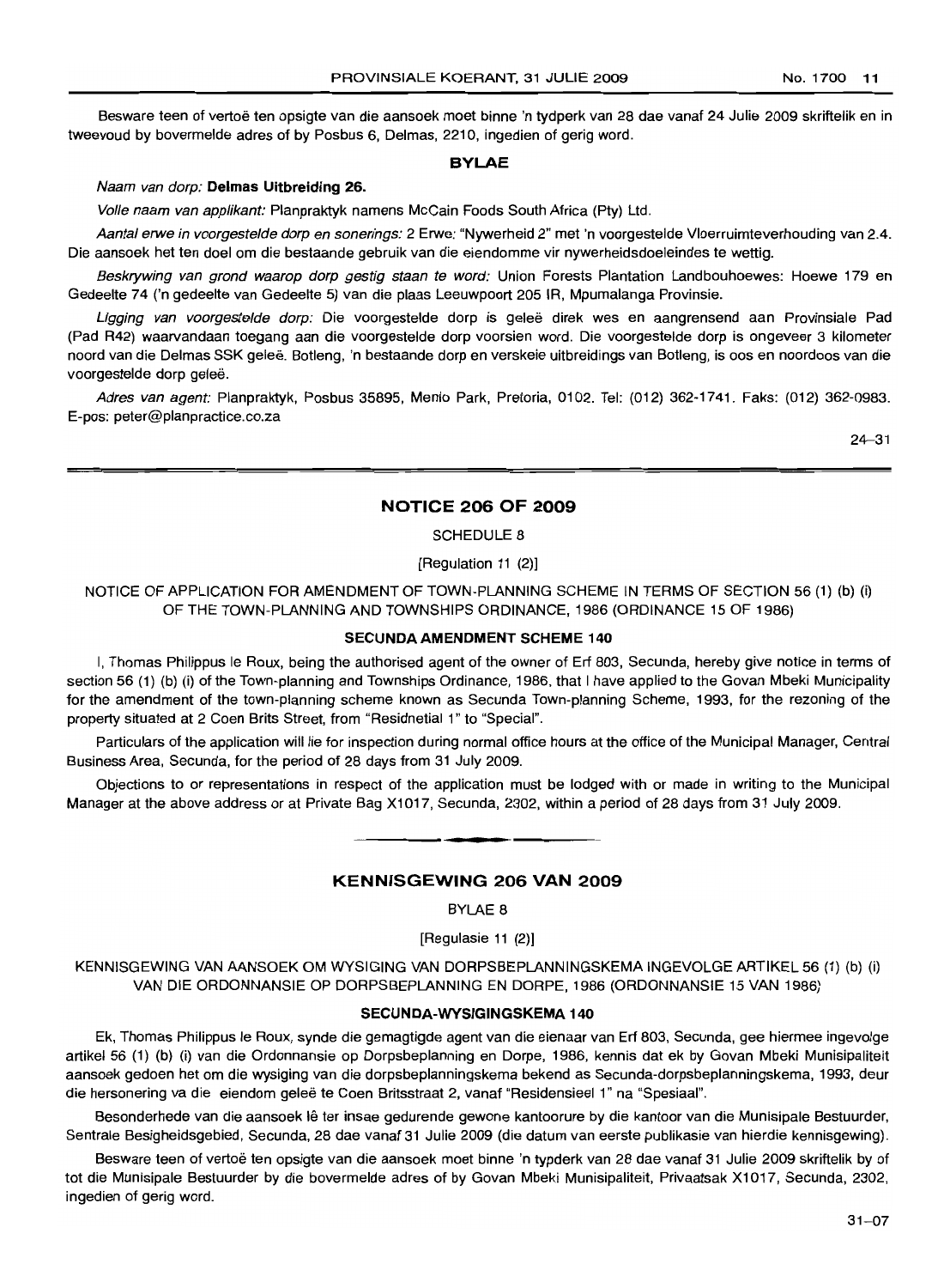Besware teen of vertoë ten opsigte van die aansoek moet binne 'n tydperk van 28 dae vanaf 24 Julie 2009 skriftelik en in tweevoud by bovermelde adres of by Posbus 6, Delmas, 2210, ingedien of gerig word.

**BYLAE**

*Naam van dorp:* **Delmas Uitbreiding 26.**

*Volle naam van applikant:* Planpraktyk namens McCain Foods South Africa (Pty) Ltd.

*Aantal erwe in voorgestelde dorp en sonerings:* 2 Erwe: "Nywerheid 2" met 'n voorgestelde Vloerruimteverhouding van 2.4. Die aansoek het ten doel om die bestaande gebruik van die eiendomme vir nywerheidsdoeleindes te wettig.

*Beskrywing van grond waarop dorp gestig staan te word:* Union Forests Plantation Landbouhoewes: Hoewe 179 en Gedeelte 74 ('n gedeelte van Gedeelte 5) van die plaas Leeuwpoort 205 IR, Mpumalanga Provinsie.

*Ligging van voorgestelde dorp:* Die voorgestelde dorp is geleë direk wes en aangrensend aan Provinsiale Pad (Pad R42) waarvandaan toegang aan die voorgestelde dorp voorsien word. Die voorgestelde dorp is ongeveer 3 kilometer noord van die Delmas SSK geleë. Botleng, 'n bestaande dorp en verskeie uitbreidings van Botleng, is oos en noordoos van die voorgestelde dorp geleë.

*Adres van agent:* Planpraktyk, Posbus 35895, Menlo Park, Pretoria, 0102. Tel: (012) 362-1741. Faks: (012) 362-0983. E-pos: peter@planpractice.co.za

24–31

## NOTICE 206 OF 2009

SCHEDULE 8

[Regulation 11 (2)]

NOTICE OF APPLICATION FOR AMENDMENT OF TOWN-PLANNING SCHEME IN TERMS OF SECTION 56 (1) (b) (i) OF THE TOWN-PLANNING AND TOWNSHIPS ORDINANCE, 1986 (ORDINANCE 15 OF 1986)

**SECUNDA AMENDMENT SCHEME 140**

I, Thomas Philippus le Roux, being the authorised agent of the owner of Erf 803, Secunda, hereby give notice in terms of section 56 (1) (b) (i) of the Town-planning and Townships Ordinance, 1986, that I have applied to the Govan Mbeki Municipality for the amendment of the town-planning scheme known as Secunda Town-planning Scheme, 1993, for the rezoning of the property situated at 2 Coen Brits Street, from "Residnetial 1" to "Special".

Particulars of the application will lie for inspection during normal office hours at the office of the Municipal Manager, Central Business Area, Secunda, for the period of 28 days from 31 July 2009.

Objections to or representations in respect of the application must be lodged with or made in writing to the Municipal Manager at the above address or at Private Bag X1017, Secunda, 2302, within a period of 28 days from 31 July 2009.

## KENNISGEWING 206 VAN 2009

BYLAE 8

[Regulasie 11 (2)]

KENNISGEWING VAN AANSOEK OM WYSIGING VAN DORPSBEPLANNINGSKEMA INGEVOLGE ARTIKEL 56 (1) (b) (i) VAN DIE ORDONNANSIE OP DORPSBEPLANNING EN DORPE, 1986 (ORDONNANSIE 15 VAN 1986)

**SECUNDA-WYSIGINGSKEMA 140**

Ek, Thomas Philippus le Roux, synde die gemagtigde agent van die eienaar van Erf 803, Secunda, gee hiermee ingevolge artikel 56 (1) (b) (i) van die Ordonnansie op Dorpsbeplanning en Dorpe, 1986, kennis dat ek by Govan Mbeki Munisipaliteit aansoek gedoen het om die wysiging van die dorpsbeplanningskema bekend as Secunda-dorpsbeplanningskema, 1993, deur die hersonering va die eiendom geleë te Coen Britsstraat 2, vanaf "Residensieel 1" na "Spesiaal".

Besonderhede van die aansoek lê ter insae gedurende gewone kantoorure by die kantoor van die Munisipale Bestuurder, Sentrale Besigheidsgebied, Secunda, 28 dae vanaf 31 Julie 2009 (die datum van eerste publikasie van hierdie kennisgewing).

Besware teen of vertoë ten opsigte van die aansoek moet binne 'n typderk van 28 dae vanaf 31 Julie 2009 skriftelik by of tot die Munisipale Bestuurder by die bovermelde adres of by Govan Mbeki Munisipaliteit, Privaatsak X1017, Secunda, 2302, ingedien of gerig word.

31–07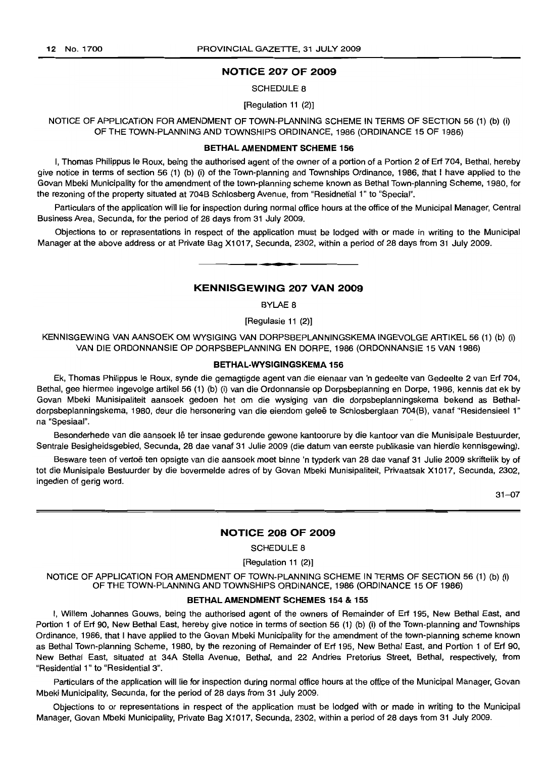## NOTICE 207 OF 2009

SCHEDULE 8

[Regulation 11 (2)]

NOTICE OF APPLICATION FOR AMENDMENT OF TOWN-PLANNING SCHEME IN TERMS OF SECTION 56 (1) (b) (i) OF THE TOWN-PLANNING AND TOWNSHIPS ORDINANCE, 1986 (ORDINANCE 15 OF 1986)

### BETHAL AMENDMENT SCHEME 156

I, Thomas Philippus le Roux, being the authorised agent of the owner of a portion of a Portion 2 of Erf 704, Bethal, hereby give notice in terms of section 56 (1) (b) (i) of the Town-planning and Townships Ordinance, 1986, that I have applied to the Govan Mbeki Municipality for the amendment of the town-planning scheme known as Bethal Town-planning Scheme, 1980, for the rezoning of the property situated at 704B Schlosberg Avenue, from "Residnetial 1" to "Special".

Particulars of the application will lie for inspection during normal office hours at the office of the Municipal Manager, Central Business Area, Secunda, for the period of 28 days from 31 July 2009.

Objections to or representations in respect of the application must be lodged with or made in writing to the Municipal Manager at the above address or at Private Bag X1017, Secunda, 2302, within a period of 28 days from 31 July 2009.

---

## KENNISGEWING 207 VAN 2009

BYLAE 8

[Regulasie 11 (2)]

KENNISGEWING VAN AANSOEK OM WYSIGING VAN DORPSBEPLANNINGSKEMA INGEVOLGE ARTIKEL 56 (1) (b) (i) VAN DIE ORDONNANSIE OP DORPSBEPLANNING EN DORPE, 1986 (ORDONNANSIE 15 VAN 1986)

### BETHAL-WYSIGINGSKEMA 156

Ek, Thomas Philippus le Roux, synde die gemagtigde agent van die eienaar van 'n gedeelte van Gedeelte 2 van Erf 704, Bethal, gee hiermee ingevolge artikel 56 (1) (b) (i) van die Ordonnansie op Dorpsbeplanning en Dorpe, 1986, kennis dat ek by Govan Mbeki Munisipaliteit aansoek gedoen het om die wysiging van die dorpsbeplanningskema bekend as Bethal-dorpsbeplanningskema, 1980, deur die hersonering van die eiendom geleë te Schlosberglaan 704(B), vanaf "Residensieel 1" na "Spesiaal".

Besonderhede van die aansoek lê ter insae gedurende gewone kantoorure by die kantoor van die Munisipale Bestuurder, Sentrale Besigheidsgebied, Secunda, 28 dae vanaf 31 Julie 2009 (die datum van eerste publikasie van hierdie kennisgewing).

Besware teen of vertoë ten opsigte van die aansoek moet binne 'n typderk van 28 dae vanaf 31 Julie 2009 skriftelik by of tot die Munisipale Bestuurder by die bovermelde adres of by Govan Mbeki Munisipaliteit, Privaatsak X1017, Secunda, 2302, ingedien of gerig word.

31–07

---

## NOTICE 208 OF 2009

SCHEDULE 8

[Regulation 11 (2)]

NOTICE OF APPLICATION FOR AMENDMENT OF TOWN-PLANNING SCHEME IN TERMS OF SECTION 56 (1) (b) (i) OF THE TOWN-PLANNING AND TOWNSHIPS ORDINANCE, 1986 (ORDINANCE 15 OF 1986)

### BETHAL AMENDMENT SCHEMES 154 & 155

I, Willem Johannes Gouws, being the authorised agent of the owners of Remainder of Erf 195, New Bethal East, and Portion 1 of Erf 90, New Bethal East, hereby give notice in terms of section 56 (1) (b) (i) of the Town-planning and Townships Ordinance, 1986, that I have applied to the Govan Mbeki Municipality for the amendment of the town-planning scheme known as Bethal Town-planning Scheme, 1980, by the rezoning of Remainder of Erf 195, New Bethal East, and Portion 1 of Erf 90, New Bethal East, situated at 34A Stella Avenue, Bethal, and 22 Andries Pretorius Street, Bethal, respectively, from "Residential 1" to "Residential 3".

Particulars of the application will lie for inspection during normal office hours at the office of the Municipal Manager, Govan Mbeki Municipality, Secunda, for the period of 28 days from 31 July 2009.

Objections to or representations in respect of the application must be lodged with or made in writing to the Municipal Manager, Govan Mbeki Municipality, Private Bag X1017, Secunda, 2302, within a period of 28 days from 31 July 2009.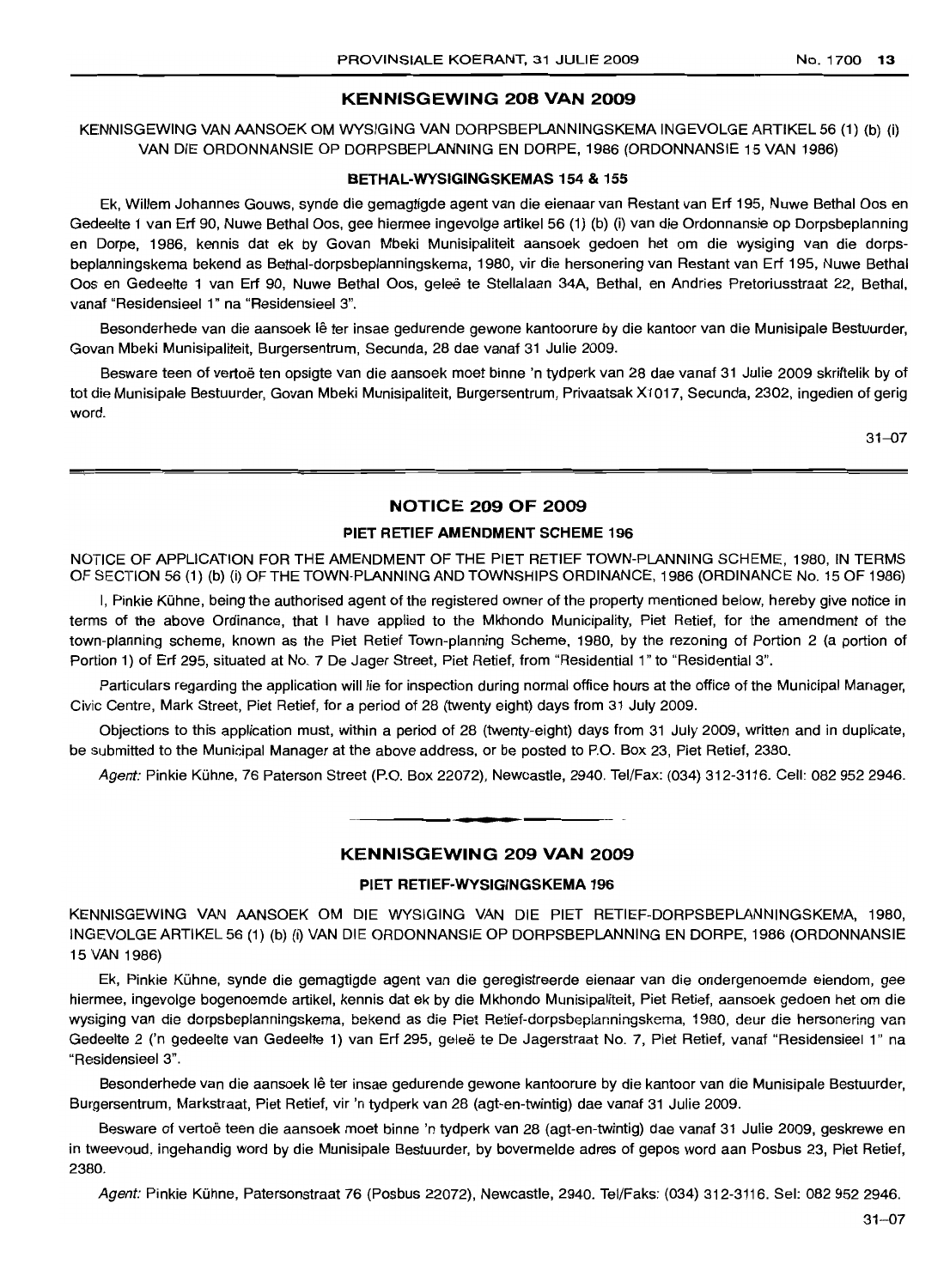## KENNISGEWING 208 VAN 2009

KENNISGEWING VAN AANSOEK OM WYSIGING VAN DORPSBEPLANNINGSKEMA INGEVOLGE ARTIKEL 56 (1) (b) (i) VAN DIE ORDONNANSIE OP DORPSBEPLANNING EN DORPE, 1986 (ORDONNANSIE 15 VAN 1986)

### BETHAL-WYSIGINGSKEMAS 154 & 155

Ek, Willem Johannes Gouws, synde die gemagtigde agent van die eienaar van Restant van Erf 195, Nuwe Bethal Oos en Gedeelte 1 van Erf 90, Nuwe Bethal Oos, gee hiermee ingevolge artikel 56 (1) (b) (i) van die Ordonnansie op Dorpsbeplanning en Dorpe, 1986, kennis dat ek by Govan Mbeki Munisipaliteit aansoek gedoen het om die wysiging van die dorpsbeplanningskema bekend as Bethal-dorpsbeplanningskema, 1980, vir die hersonering van Restant van Erf 195, Nuwe Bethal Oos en Gedeelte 1 van Erf 90, Nuwe Bethal Oos, geleë te Stellalaan 34A, Bethal, en Andries Pretoriusstraat 22, Bethal, vanaf "Residensieel 1" na "Residensieel 3".

Besonderhede van die aansoek lê ter insae gedurende gewone kantoorure by die kantoor van die Munisipale Bestuurder, Govan Mbeki Munisipaliteit, Burgersentrum, Secunda, 28 dae vanaf 31 Julie 2009.

Besware teen of vertoë ten opsigte van die aansoek moet binne 'n tydperk van 28 dae vanaf 31 Julie 2009 skriftelik by of tot die Munisipale Bestuurder, Govan Mbeki Munisipaliteit, Burgersentrum, Privaatsak X1017, Secunda, 2302, ingedien of gerig word.

31–07

## NOTICE 209 OF 2009

### PIET RETIEF AMENDMENT SCHEME 196

NOTICE OF APPLICATION FOR THE AMENDMENT OF THE PIET RETIEF TOWN-PLANNING SCHEME, 1980, IN TERMS OF SECTION 56 (1) (b) (i) OF THE TOWN-PLANNING AND TOWNSHIPS ORDINANCE, 1986 (ORDINANCE No. 15 OF 1986)

I, Pinkie Kühne, being the authorised agent of the registered owner of the property mentioned below, hereby give notice in terms of the above Ordinance, that I have applied to the Mkhondo Municipality, Piet Retief, for the amendment of the town-planning scheme, known as the Piet Retief Town-planning Scheme, 1980, by the rezoning of Portion 2 (a portion of Portion 1) of Erf 295, situated at No. 7 De Jager Street, Piet Retief, from "Residential 1" to "Residential 3".

Particulars regarding the application will lie for inspection during normal office hours at the office of the Municipal Manager, Civic Centre, Mark Street, Piet Retief, for a period of 28 (twenty eight) days from 31 July 2009.

Objections to this application must, within a period of 28 (twenty-eight) days from 31 July 2009, written and in duplicate, be submitted to the Municipal Manager at the above address, or be posted to P.O. Box 23, Piet Retief, 2380.

*Agent:* Pinkie Kühne, 76 Paterson Street (P.O. Box 22072), Newcastle, 2940. Tel/Fax: (034) 312-3116. Cell: 082 952 2946.

## KENNISGEWING 209 VAN 2009

### PIET RETIEF-WYSIGINGSKEMA 196

KENNISGEWING VAN AANSOEK OM DIE WYSIGING VAN DIE PIET RETIEF-DORPSBEPLANNINGSKEMA, 1980, INGEVOLGE ARTIKEL 56 (1) (b) (i) VAN DIE ORDONNANSIE OP DORPSBEPLANNING EN DORPE, 1986 (ORDONNANSIE 15 VAN 1986)

Ek, Pinkie Kühne, synde die gemagtigde agent van die geregistreerde eienaar van die ondergenoemde eiendom, gee hiermee, ingevolge bogenoemde artikel, kennis dat ek by die Mkhondo Munisipaliteit, Piet Retief, aansoek gedoen het om die wysiging van die dorpsbeplanningskema, bekend as die Piet Retief-dorpsbeplanningskema, 1980, deur die hersonering van Gedeelte 2 ('n gedeelte van Gedeelte 1) van Erf 295, geleë te De Jagerstraat No. 7, Piet Retief, vanaf "Residensieel 1" na "Residensieel 3".

Besonderhede van die aansoek lê ter insae gedurende gewone kantoorure by die kantoor van die Munisipale Bestuurder, Burgersentrum, Markstraat, Piet Retief, vir 'n tydperk van 28 (agt-en-twintig) dae vanaf 31 Julie 2009.

Besware of vertoë teen die aansoek moet binne 'n tydperk van 28 (agt-en-twintig) dae vanaf 31 Julie 2009, geskrewe en in tweevoud, ingehandig word by die Munisipale Bestuurder, by bovermelde adres of gepos word aan Posbus 23, Piet Retief, 2380.

*Agent:* Pinkie Kühne, Patersonstraat 76 (Posbus 22072), Newcastle, 2940. Tel/Faks: (034) 312-3116. Sel: 082 952 2946.

31–07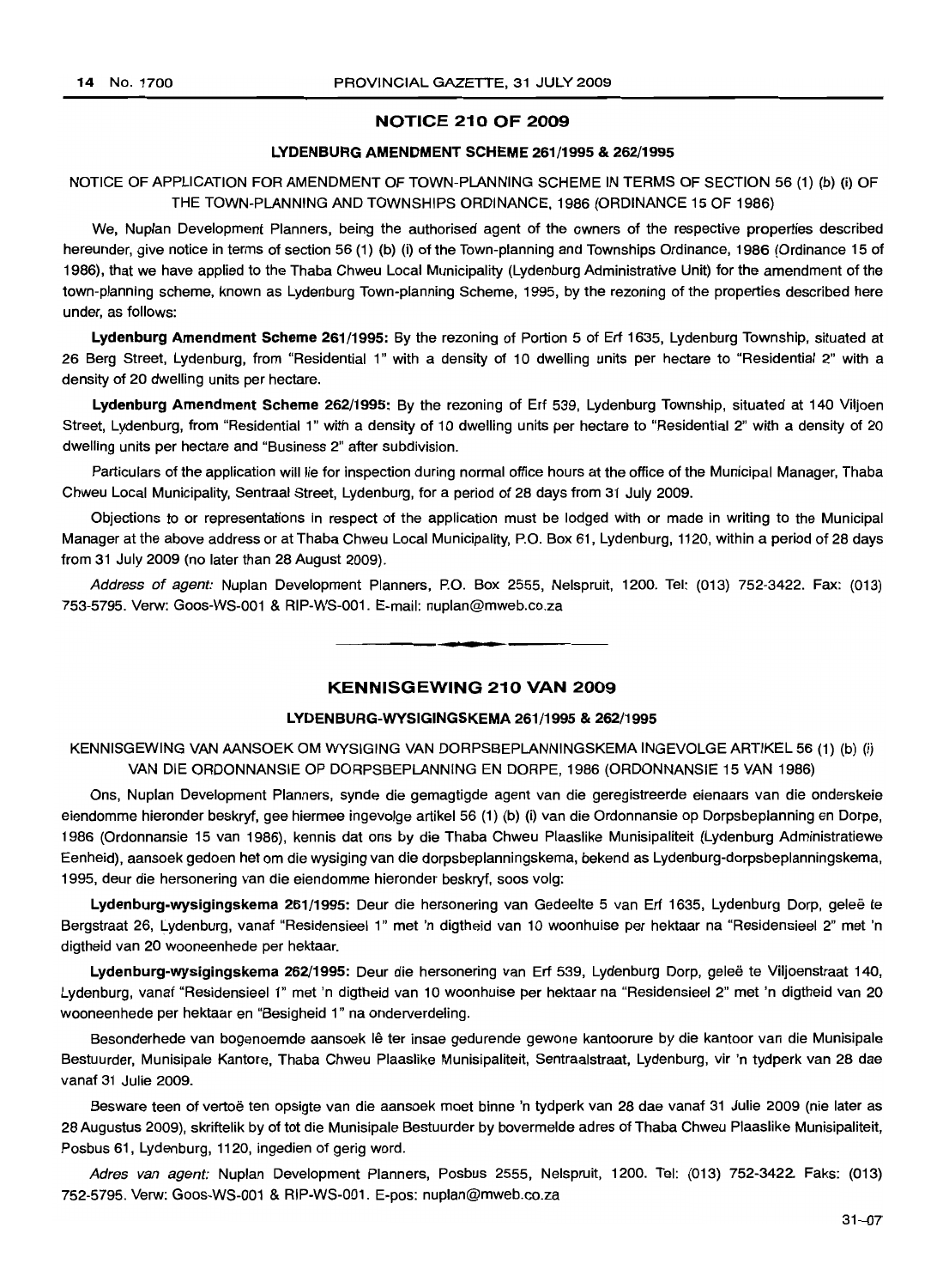## NOTICE 210 OF 2009

### LYDENBURG AMENDMENT SCHEME 261/1995 & 262/1995

NOTICE OF APPLICATION FOR AMENDMENT OF TOWN-PLANNING SCHEME IN TERMS OF SECTION 56 (1) (b) (i) OF THE TOWN-PLANNING AND TOWNSHIPS ORDINANCE, 1986 (ORDINANCE 15 OF 1986)

We, Nuplan Development Planners, being the authorised agent of the owners of the respective properties described hereunder, give notice in terms of section 56 (1) (b) (i) of the Town-planning and Townships Ordinance, 1986 (Ordinance 15 of 1986), that we have applied to the Thaba Chweu Local Municipality (Lydenburg Administrative Unit) for the amendment of the town-planning scheme, known as Lydenburg Town-planning Scheme, 1995, by the rezoning of the properties described here under, as follows:

**Lydenburg Amendment Scheme 261/1995:** By the rezoning of Portion 5 of Erf 1635, Lydenburg Township, situated at 26 Berg Street, Lydenburg, from "Residential 1" with a density of 10 dwelling units per hectare to "Residential 2" with a density of 20 dwelling units per hectare.

**Lydenburg Amendment Scheme 262/1995:** By the rezoning of Erf 539, Lydenburg Township, situated at 140 Viljoen Street, Lydenburg, from "Residential 1" with a density of 10 dwelling units per hectare to "Residential 2" with a density of 20 dwelling units per hectare and "Business 2" after subdivision.

Particulars of the application will lie for inspection during normal office hours at the office of the Municipal Manager, Thaba Chweu Local Municipality, Sentraal Street, Lydenburg, for a period of 28 days from 31 July 2009.

Objections to or representations in respect of the application must be lodged with or made in writing to the Municipal Manager at the above address or at Thaba Chweu Local Municipality, P.O. Box 61, Lydenburg, 1120, within a period of 28 days from 31 July 2009 (no later than 28 August 2009).

*Address of agent:* Nuplan Development Planners, P.O. Box 2555, Nelspruit, 1200. Tel: (013) 752-3422. Fax: (013) 753-5795. Verw: Goos-WS-001 & RIP-WS-001. E-mail: nuplan@mweb.co.za

---

## KENNISGEWING 210 VAN 2009

### LYDENBURG-WYSIGINGSKEMA 261/1995 & 262/1995

KENNISGEWING VAN AANSOEK OM WYSIGING VAN DORPSBEPLANNINGSKEMA INGEVOLGE ARTIKEL 56 (1) (b) (i) VAN DIE ORDONNANSIE OP DORPSBEPLANNING EN DORPE, 1986 (ORDONNANSIE 15 VAN 1986)

Ons, Nuplan Development Planners, synde die gemagtigde agent van die geregistreerde eienaars van die onderskeie eiendomme hieronder beskryf, gee hiermee ingevolge artikel 56 (1) (b) (i) van die Ordonnansie op Dorpsbeplanning en Dorpe, 1986 (Ordonnansie 15 van 1986), kennis dat ons by die Thaba Chweu Plaaslike Munisipaliteit (Lydenburg Administratiewe Eenheid), aansoek gedoen het om die wysiging van die dorpsbeplanningskema, bekend as Lydenburg-dorpsbeplanningskema, 1995, deur die hersonering van die eiendomme hieronder beskryf, soos volg:

**Lydenburg-wysigingskema 261/1995:** Deur die hersonering van Gedeelte 5 van Erf 1635, Lydenburg Dorp, geleë te Bergstraat 26, Lydenburg, vanaf "Residensieel 1" met 'n digtheid van 10 woonhuise per hektaar na "Residensieel 2" met 'n digtheid van 20 wooneenhede per hektaar.

**Lydenburg-wysigingskema 262/1995:** Deur die hersonering van Erf 539, Lydenburg Dorp, geleë te Viljoenstraat 140, Lydenburg, vanaf "Residensieel 1" met 'n digtheid van 10 woonhuise per hektaar na "Residensieel 2" met 'n digtheid van 20 wooneenhede per hektaar en "Besigheid 1" na onderverdeling.

Besonderhede van bogenoemde aansoek lê ter insae gedurende gewone kantoorure by die kantoor van die Munisipale Bestuurder, Munisipale Kantore, Thaba Chweu Plaaslike Munisipaliteit, Sentraalstraat, Lydenburg, vir 'n tydperk van 28 dae vanaf 31 Julie 2009.

Besware teen of vertoë ten opsigte van die aansoek moet binne 'n tydperk van 28 dae vanaf 31 Julie 2009 (nie later as 28 Augustus 2009), skriftelik by of tot die Munisipale Bestuurder by bovermelde adres of Thaba Chweu Plaaslike Munisipaliteit, Posbus 61, Lydenburg, 1120, ingedien of gerig word.

*Adres van agent:* Nuplan Development Planners, Posbus 2555, Nelspruit, 1200. Tel: (013) 752-3422. Faks: (013) 752-5795. Verw: Goos-WS-001 & RIP-WS-001. E-pos: nuplan@mweb.co.za

31–07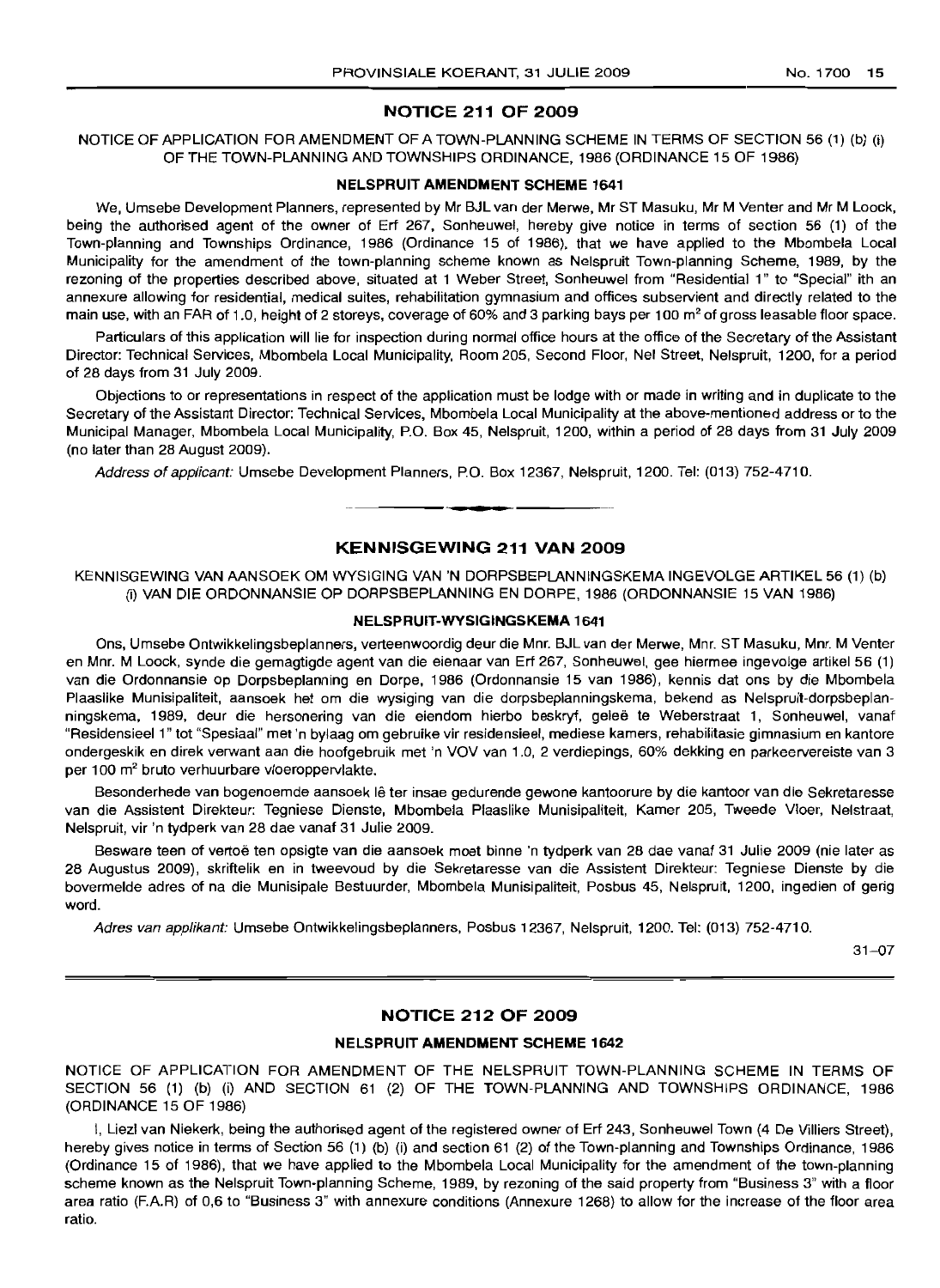## NOTICE 211 OF 2009

NOTICE OF APPLICATION FOR AMENDMENT OF A TOWN-PLANNING SCHEME IN TERMS OF SECTION 56 (1) (b) (i) OF THE TOWN-PLANNING AND TOWNSHIPS ORDINANCE, 1986 (ORDINANCE 15 OF 1986)

### NELSPRUIT AMENDMENT SCHEME 1641

We, Umsebe Development Planners, represented by Mr BJL van der Merwe, Mr ST Masuku, Mr M Venter and Mr M Loock, being the authorised agent of the owner of Erf 267, Sonheuwel, hereby give notice in terms of section 56 (1) of the Town-planning and Townships Ordinance, 1986 (Ordinance 15 of 1986), that we have applied to the Mbombela Local Municipality for the amendment of the town-planning scheme known as Nelspruit Town-planning Scheme, 1989, by the rezoning of the properties described above, situated at 1 Weber Street, Sonheuwel from "Residential 1" to "Special" ith an annexure allowing for residential, medical suites, rehabilitation gymnasium and offices subservient and directly related to the main use, with an FAR of 1.0, height of 2 storeys, coverage of 60% and 3 parking bays per 100 m$^2$ of gross leasable floor space.

Particulars of this application will lie for inspection during normal office hours at the office of the Secretary of the Assistant Director: Technical Services, Mbombela Local Municipality, Room 205, Second Floor, Nel Street, Nelspruit, 1200, for a period of 28 days from 31 July 2009.

Objections to or representations in respect of the application must be lodge with or made in writing and in duplicate to the Secretary of the Assistant Director: Technical Services, Mbombela Local Municipality at the above-mentioned address or to the Municipal Manager, Mbombela Local Municipality, P.O. Box 45, Nelspruit, 1200, within a period of 28 days from 31 July 2009 (no later than 28 August 2009).

*Address of applicant:* Umsebe Development Planners, P.O. Box 12367, Nelspruit, 1200. Tel: (013) 752-4710.

---

## KENNISGEWING 211 VAN 2009

KENNISGEWING VAN AANSOEK OM WYSIGING VAN 'N DORPSBEPLANNINGSKEMA INGEVOLGE ARTIKEL 56 (1) (b) (i) VAN DIE ORDONNANSIE OP DORPSBEPLANNING EN DORPE, 1986 (ORDONNANSIE 15 VAN 1986)

### NELSPRUIT-WYSIGINGSKEMA 1641

Ons, Umsebe Ontwikkelingsbeplanners, verteenwoordig deur die Mnr. BJL van der Merwe, Mnr. ST Masuku, Mnr. M Venter en Mnr. M Loock, synde die gemagtigde agent van die eienaar van Erf 267, Sonheuwel, gee hiermee ingevolge artikel 56 (1) van die Ordonnansie op Dorpsbeplanning en Dorpe, 1986 (Ordonnansie 15 van 1986), kennis dat ons by die Mbombela Plaaslike Munisipaliteit, aansoek het om die wysiging van die dorpsbeplanningskema, bekend as Nelspruit-dorpsbeplanningskema, 1989, deur die hersonering van die eiendom hierbo beskryf, geleë te Weberstraat 1, Sonheuwel, vanaf "Residensieel 1" tot "Spesiaal" met 'n bylaag om gebruike vir residensieel, mediese kamers, rehabilitasie gimnasium en kantore ondergeskik en direk verwant aan die hoofgebruik met 'n VOV van 1.0, 2 verdiepings, 60% dekking en parkeervereiste van 3 per 100 m$^2$ bruto verhuurbare vloeroppervlakte.

Besonderhede van bogenoemde aansoek lê ter insae gedurende gewone kantoorure by die kantoor van die Sekretaresse van die Assistent Direkteur: Tegniese Dienste, Mbombela Plaaslike Munisipaliteit, Kamer 205, Tweede Vloer, Nelstraat, Nelspruit, vir 'n tydperk van 28 dae vanaf 31 Julie 2009.

Besware teen of vertoë ten opsigte van die aansoek moet binne 'n tydperk van 28 dae vanaf 31 Julie 2009 (nie later as 28 Augustus 2009), skriftelik en in tweevoud by die Sekretaresse van die Assistent Direkteur: Tegniese Dienste by die bovermelde adres of na die Munisipale Bestuurder, Mbombela Munisipaliteit, Posbus 45, Nelspruit, 1200, ingedien of gerig word.

*Adres van applikant:* Umsebe Ontwikkelingsbeplanners, Posbus 12367, Nelspruit, 1200. Tel: (013) 752-4710.

31–07

---

## NOTICE 212 OF 2009

### NELSPRUIT AMENDMENT SCHEME 1642

NOTICE OF APPLICATION FOR AMENDMENT OF THE NELSPRUIT TOWN-PLANNING SCHEME IN TERMS OF SECTION 56 (1) (b) (i) AND SECTION 61 (2) OF THE TOWN-PLANNING AND TOWNSHIPS ORDINANCE, 1986 (ORDINANCE 15 OF 1986)

I, Liezl van Niekerk, being the authorised agent of the registered owner of Erf 243, Sonheuwel Town (4 De Villiers Street), hereby gives notice in terms of Section 56 (1) (b) (i) and section 61 (2) of the Town-planning and Townships Ordinance, 1986 (Ordinance 15 of 1986), that we have applied to the Mbombela Local Municipality for the amendment of the town-planning scheme known as the Nelspruit Town-planning Scheme, 1989, by rezoning of the said property from "Business 3" with a floor area ratio (F.A.R) of 0,6 to "Business 3" with annexure conditions (Annexure 1268) to allow for the increase of the floor area ratio.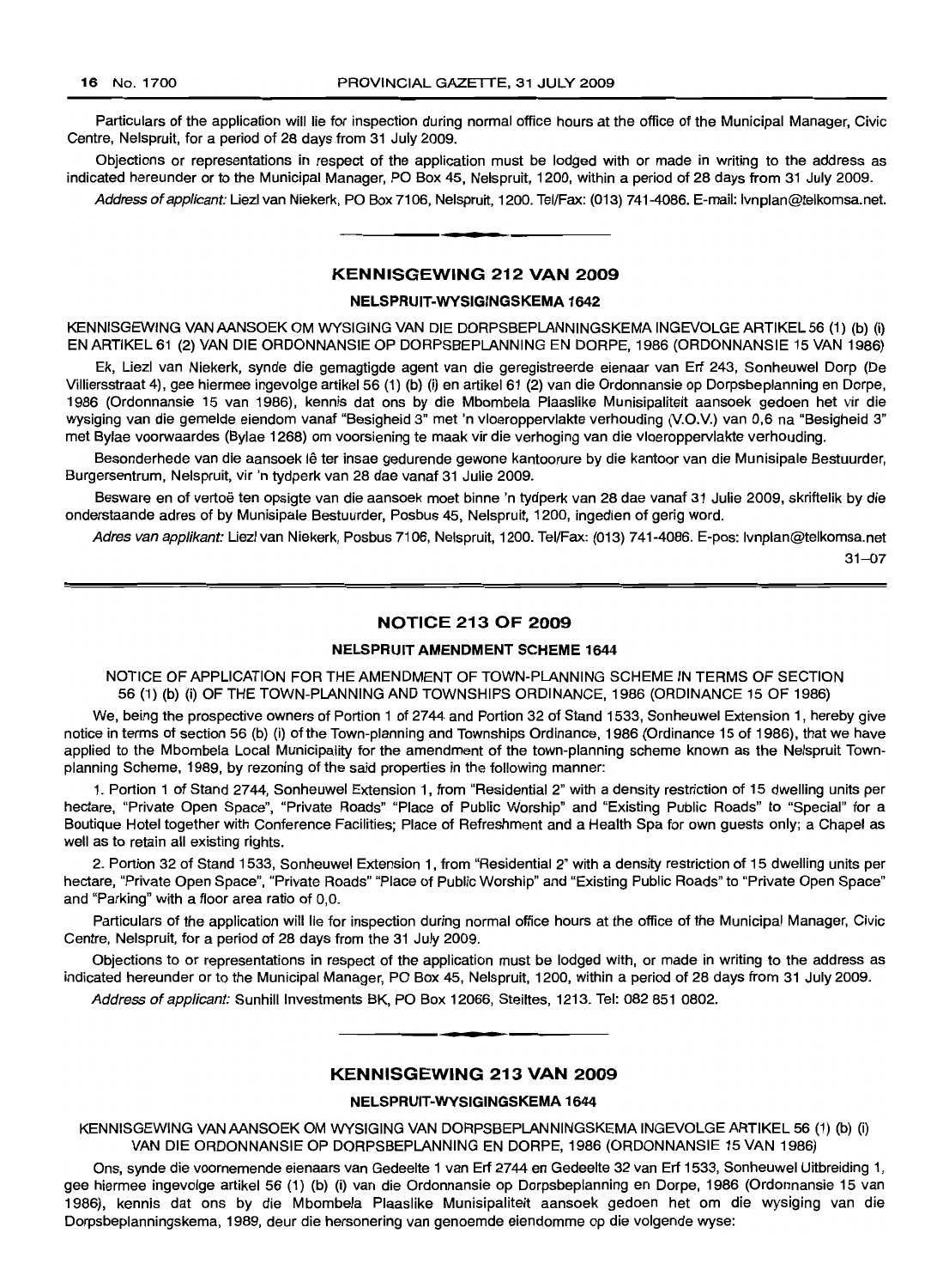Particulars of the application will lie for inspection during normal office hours at the office of the Municipal Manager, Civic Centre, Nelspruit, for a period of 28 days from 31 July 2009.

Objections or representations in respect of the application must be lodged with or made in writing to the address as indicated hereunder or to the Municipal Manager, PO Box 45, Nelspruit, 1200, within a period of 28 days from 31 July 2009.

*Address of applicant:* Liezl van Niekerk, PO Box 7106, Nelspruit, 1200. Tel/Fax: (013) 741-4086. E-mail: lvnplan@telkomsa.net.

## KENNISGEWING 212 VAN 2009

### NELSPRUIT-WYSIGINGSKEMA 1642

KENNISGEWING VAN AANSOEK OM WYSIGING VAN DIE DORPSBEPLANNINGSKEMA INGEVOLGE ARTIKEL 56 (1) (b) (i) EN ARTIKEL 61 (2) VAN DIE ORDONNANSIE OP DORPSBEPLANNING EN DORPE, 1986 (ORDONNANSIE 15 VAN 1986)

Ek, Liezl van Niekerk, synde die gemagtigde agent van die geregistreerde eienaar van Erf 243, Sonheuwel Dorp (De Villiersstraat 4), gee hiermee ingevolge artikel 56 (1) (b) (i) en artikel 61 (2) van die Ordonnansie op Dorpsbeplanning en Dorpe, 1986 (Ordonnansie 15 van 1986), kennis dat ons by die Mbombela Plaaslike Munisipaliteit aansoek gedoen het vir die wysiging van die gemelde eiendom vanaf "Besigheid 3" met 'n vloeroppervlakte verhouding (V.O.V.) van 0,6 na "Besigheid 3" met Bylae voorwaardes (Bylae 1268) om voorsiening te maak vir die verhoging van die vloeroppervlakte verhouding.

Besonderhede van die aansoek lê ter insae gedurende gewone kantoorure by die kantoor van die Munisipale Bestuurder, Burgersentrum, Nelspruit, vir 'n tydperk van 28 dae vanaf 31 Julie 2009.

Besware en of vertoë ten opsigte van die aansoek moet binne 'n tydperk van 28 dae vanaf 31 Julie 2009, skriftelik by die onderstaande adres of by Munisipale Bestuurder, Posbus 45, Nelspruit, 1200, ingedien of gerig word.

*Adres van applikant:* Liezl van Niekerk, Posbus 7106, Nelspruit, 1200. Tel/Fax: (013) 741-4086. E-pos: lvnplan@telkomsa.net

31–07

## NOTICE 213 OF 2009

### NELSPRUIT AMENDMENT SCHEME 1644

NOTICE OF APPLICATION FOR THE AMENDMENT OF TOWN-PLANNING SCHEME IN TERMS OF SECTION 56 (1) (b) (i) OF THE TOWN-PLANNING AND TOWNSHIPS ORDINANCE, 1986 (ORDINANCE 15 OF 1986)

We, being the prospective owners of Portion 1 of 2744 and Portion 32 of Stand 1533, Sonheuwel Extension 1, hereby give notice in terms of section 56 (b) (i) of the Town-planning and Townships Ordinance, 1986 (Ordinance 15 of 1986), that we have applied to the Mbombela Local Municipality for the amendment of the town-planning scheme known as the Nelspruit Town-planning Scheme, 1989, by rezoning of the said properties in the following manner:

1. Portion 1 of Stand 2744, Sonheuwel Extension 1, from "Residential 2" with a density restriction of 15 dwelling units per hectare, "Private Open Space", "Private Roads" "Place of Public Worship" and "Existing Public Roads" to "Special" for a Boutique Hotel together with Conference Facilities; Place of Refreshment and a Health Spa for own guests only; a Chapel as well as to retain all existing rights.

2. Portion 32 of Stand 1533, Sonheuwel Extension 1, from "Residential 2" with a density restriction of 15 dwelling units per hectare, "Private Open Space", "Private Roads" "Place of Public Worship" and "Existing Public Roads" to "Private Open Space" and "Parking" with a floor area ratio of 0,0.

Particulars of the application will lie for inspection during normal office hours at the office of the Municipal Manager, Civic Centre, Nelspruit, for a period of 28 days from the 31 July 2009.

Objections to or representations in respect of the application must be lodged with, or made in writing to the address as indicated hereunder or to the Municipal Manager, PO Box 45, Nelspruit, 1200, within a period of 28 days from 31 July 2009.

*Address of applicant:* Sunhill Investments BK, PO Box 12066, Steiltes, 1213. Tel: 082 851 0802.

## KENNISGEWING 213 VAN 2009

### NELSPRUIT-WYSIGINGSKEMA 1644

KENNISGEWING VAN AANSOEK OM WYSIGING VAN DORPSBEPLANNINGSKEMA INGEVOLGE ARTIKEL 56 (1) (b) (i) VAN DIE ORDONNANSIE OP DORPSBEPLANNING EN DORPE, 1986 (ORDONNANSIE 15 VAN 1986)

Ons, synde die voornemende eienaars van Gedeelte 1 van Erf 2744 en Gedeelte 32 van Erf 1533, Sonheuwel Uitbreiding 1, gee hiermee ingevolge artikel 56 (1) (b) (i) van die Ordonnansie op Dorpsbeplanning en Dorpe, 1986 (Ordonnansie 15 van 1986), kennis dat ons by die Mbombela Plaaslike Munisipaliteit aansoek gedoen het om die wysiging van die Dorpsbeplanningskema, 1989, deur die hersonering van genoemde eiendomme op die volgende wyse: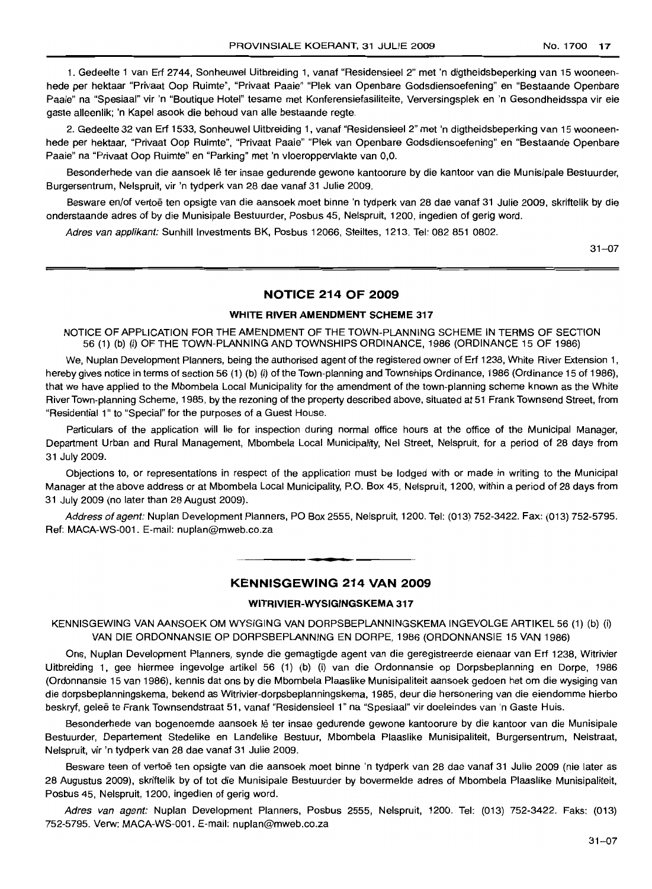1. Gedeelte 1 van Erf 2744, Sonheuwel Uitbreiding 1, vanaf "Residensieel 2" met 'n digtheidsbeperking van 15 wooneenhede per hektaar "Privaat Oop Ruimte", "Privaat Paaie" "Plek van Openbare Godsdiensoefening" en "Bestaande Openbare Paaie" na "Spesiaal" vir 'n "Boutique Hotel" tesame met Konferensiefasiliteite, Verversingsplek en 'n Gesondheidsspa vir eie gaste alleenlik; 'n Kapel asook die behoud van alle bestaande regte.

2. Gedeelte 32 van Erf 1533, Sonheuwel Uitbreiding 1, vanaf "Residensieel 2" met 'n digtheidsbeperking van 15 wooneenhede per hektaar, "Privaat Oop Ruimte", "Privaat Paaie" "Plek van Openbare Godsdiensoefening" en "Bestaande Openbare Paaie" na "Privaat Oop Ruimte" en "Parking" met 'n vloeroppervlakte van 0,0.

Besonderhede van die aansoek lê ter insae gedurende gewone kantoorure by die kantoor van die Munisipale Bestuurder, Burgersentrum, Nelspruit, vir 'n tydperk van 28 dae vanaf 31 Julie 2009.

Besware en/of vertoë ten opsigte van die aansoek moet binne 'n tydperk van 28 dae vanaf 31 Julie 2009, skriftelik by die onderstaande adres of by die Munisipale Bestuurder, Posbus 45, Nelspruit, 1200, ingedien of gerig word.

*Adres van applikant:* Sunhill Investments BK, Posbus 12066, Steiltes, 1213. Tel: 082 851 0802.

31–07

---

## NOTICE 214 OF 2009

### WHITE RIVER AMENDMENT SCHEME 317

NOTICE OF APPLICATION FOR THE AMENDMENT OF THE TOWN-PLANNING SCHEME IN TERMS OF SECTION 56 (1) (b) (i) OF THE TOWN-PLANNING AND TOWNSHIPS ORDINANCE, 1986 (ORDINANCE 15 OF 1986)

We, Nuplan Development Planners, being the authorised agent of the registered owner of Erf 1238, White River Extension 1, hereby gives notice in terms of section 56 (1) (b) (i) of the Town-planning and Townships Ordinance, 1986 (Ordinance 15 of 1986), that we have applied to the Mbombela Local Municipality for the amendment of the town-planning scheme known as the White River Town-planning Scheme, 1985, by the rezoning of the property described above, situated at 51 Frank Townsend Street, from "Residential 1" to "Special" for the purposes of a Guest House.

Particulars of the application will lie for inspection during normal office hours at the office of the Municipal Manager, Department Urban and Rural Management, Mbombela Local Municipality, Nel Street, Nelspruit, for a period of 28 days from 31 July 2009.

Objections to, or representations in respect of the application must be lodged with or made in writing to the Municipal Manager at the above address or at Mbombela Local Municipality, P.O. Box 45, Nelspruit, 1200, within a period of 28 days from 31 July 2009 (no later than 28 August 2009).

*Address of agent:* Nuplan Development Planners, PO Box 2555, Nelspruit, 1200. Tel: (013) 752-3422. Fax: (013) 752-5795. Ref: MACA-WS-001. E-mail: nuplan@mweb.co.za

---

## KENNISGEWING 214 VAN 2009

### WITRIVIER-WYSIGINGSKEMA 317

KENNISGEWING VAN AANSOEK OM WYSIGING VAN DORPSBEPLANNINGSKEMA INGEVOLGE ARTIKEL 56 (1) (b) (i) VAN DIE ORDONNANSIE OP DORPSBEPLANNING EN DORPE, 1986 (ORDONNANSIE 15 VAN 1986)

Ons, Nuplan Development Planners, synde die gemagtigde agent van die geregistreerde eienaar van Erf 1238, Witrivier Uitbreiding 1, gee hiermee ingevolge artikel 56 (1) (b) (i) van die Ordonnansie op Dorpsbeplanning en Dorpe, 1986 (Ordonnansie 15 van 1986), kennis dat ons by die Mbombela Plaaslike Munisipaliteit aansoek gedoen het om die wysiging van die dorpsbeplanningskema, bekend as Witrivier-dorpsbeplanningskema, 1985, deur die hersonering van die eiendomme hierbo beskryf, geleë te Frank Townsendstraat 51, vanaf "Residensieel 1" na "Spesiaal" vir doeleindes van 'n Gaste Huis.

Besonderhede van bogenoemde aansoek lê ter insae gedurende gewone kantoorure by die kantoor van die Munisipale Bestuurder, Departement Stedelike en Landelike Bestuur, Mbombela Plaaslike Munisipaliteit, Burgersentrum, Nelstraat, Nelspruit, vir 'n tydperk van 28 dae vanaf 31 Julie 2009.

Besware teen of vertoë ten opsigte van die aansoek moet binne 'n tydperk van 28 dae vanaf 31 Julie 2009 (nie later as 28 Augustus 2009), skriftelik by of tot die Munisipale Bestuurder by bovermelde adres of Mbombela Plaaslike Munisipaliteit, Posbus 45, Nelspruit, 1200, ingedien of gerig word.

*Adres van agent:* Nuplan Development Planners, Posbus 2555, Nelspruit, 1200. Tel: (013) 752-3422. Faks: (013) 752-5795. Verw: MACA-WS-001. E-mail: nuplan@mweb.co.za

31–07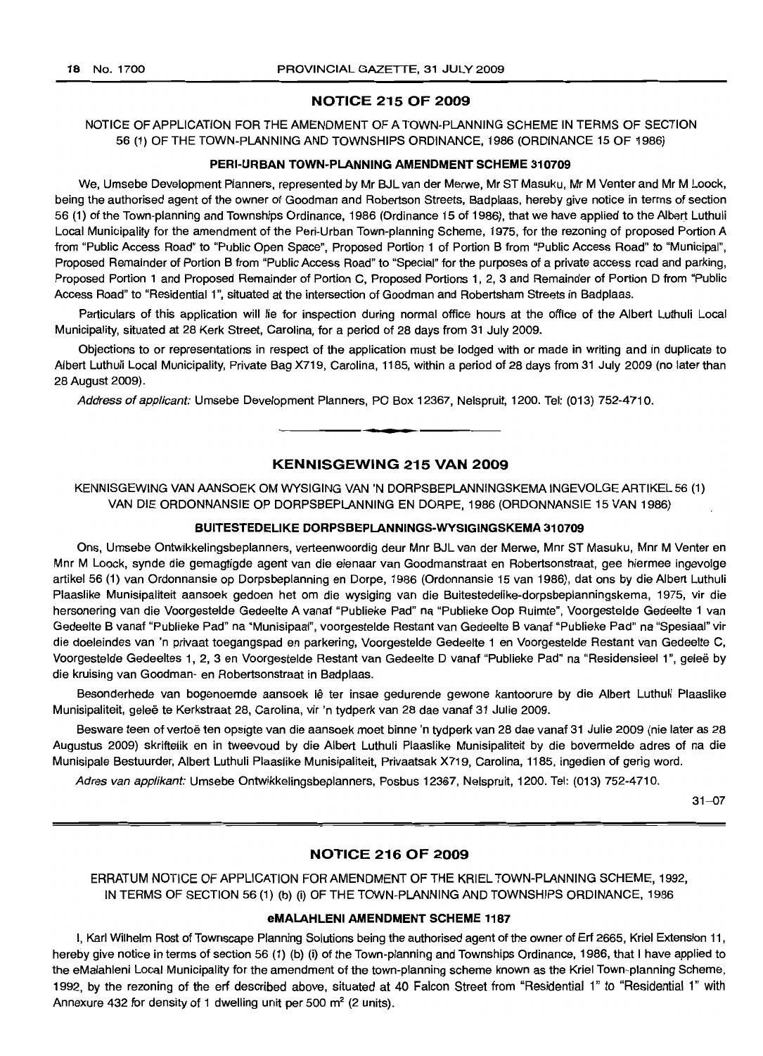## NOTICE 215 OF 2009

NOTICE OF APPLICATION FOR THE AMENDMENT OF A TOWN-PLANNING SCHEME IN TERMS OF SECTION 56 (1) OF THE TOWN-PLANNING AND TOWNSHIPS ORDINANCE, 1986 (ORDINANCE 15 OF 1986)

**PERI-URBAN TOWN-PLANNING AMENDMENT SCHEME 310709**

We, Umsebe Development Planners, represented by Mr BJL van der Merwe, Mr ST Masuku, Mr M Venter and Mr M Loock, being the authorised agent of the owner of Goodman and Robertson Streets, Badplaas, hereby give notice in terms of section 56 (1) of the Town-planning and Townships Ordinance, 1986 (Ordinance 15 of 1986), that we have applied to the Albert Luthuli Local Municipality for the amendment of the Peri-Urban Town-planning Scheme, 1975, for the rezoning of proposed Portion A from "Public Access Road" to "Public Open Space", Proposed Portion 1 of Portion B from "Public Access Road" to "Municipal", Proposed Remainder of Portion B from "Public Access Road" to "Special" for the purposes of a private access road and parking, Proposed Portion 1 and Proposed Remainder of Portion C, Proposed Portions 1, 2, 3 and Remainder of Portion D from "Public Access Road" to "Residential 1", situated at the intersection of Goodman and Robertsham Streets in Badplaas.

Particulars of this application will lie for inspection during normal office hours at the office of the Albert Luthuli Local Municipality, situated at 28 Kerk Street, Carolina, for a period of 28 days from 31 July 2009.

Objections to or representations in respect of the application must be lodged with or made in writing and in duplicate to Albert Luthuli Local Municipality, Private Bag X719, Carolina, 1185, within a period of 28 days from 31 July 2009 (no later than 28 August 2009).

*Address of applicant:* Umsebe Development Planners, PO Box 12367, Nelspruit, 1200. Tel: (013) 752-4710.

---

## KENNISGEWING 215 VAN 2009

KENNISGEWING VAN AANSOEK OM WYSIGING VAN 'N DORPSBEPLANNINGSKEMA INGEVOLGE ARTIKEL 56 (1) VAN DIE ORDONNANSIE OP DORPSBEPLANNING EN DORPE, 1986 (ORDONNANSIE 15 VAN 1986)

**BUITESTEDELIKE DORPSBEPLANNINGS-WYSIGINGSKEMA 310709**

Ons, Umsebe Ontwikkelingsbeplanners, verteenwoordig deur Mnr BJL van der Merwe, Mnr ST Masuku, Mnr M Venter en Mnr M Loock, synde die gemagtigde agent van die eienaar van Goodmanstraat en Robertsonstraat, gee hiermee ingevolge artikel 56 (1) van Ordonnansie op Dorpsbeplanning en Dorpe, 1986 (Ordonnansie 15 van 1986), dat ons by die Albert Luthuli Plaaslike Munisipaliteit aansoek gedoen het om die wysiging van die Buitestedelike-dorpsbeplanningskema, 1975, vir die hersonering van die Voorgestelde Gedeelte A vanaf "Publieke Pad" na "Publieke Oop Ruimte", Voorgestelde Gedeelte 1 van Gedeelte B vanaf "Publieke Pad" na "Munisipaal", voorgestelde Restant van Gedeelte B vanaf "Publieke Pad" na "Spesiaal" vir die doeleindes van 'n privaat toegangspad en parkering, Voorgestelde Gedeelte 1 en Voorgestelde Restant van Gedeelte C, Voorgestelde Gedeeltes 1, 2, 3 en Voorgestelde Restant van Gedeelte D vanaf "Publieke Pad" na "Residensieel 1", geleë by die kruising van Goodman- en Robertsonstraat in Badplaas.

Besonderhede van bogenoemde aansoek lê ter insae gedurende gewone kantoorure by die Albert Luthuli Plaaslike Munisipaliteit, geleë te Kerkstraat 28, Carolina, vir 'n tydperk van 28 dae vanaf 31 Julie 2009.

Besware teen of vertoë ten opsigte van die aansoek moet binne 'n tydperk van 28 dae vanaf 31 Julie 2009 (nie later as 28 Augustus 2009) skriftelik en in tweevoud by die Albert Luthuli Plaaslike Munisipaliteit by die bovermelde adres of na die Munisipale Bestuurder, Albert Luthuli Plaaslike Munisipaliteit, Privaatsak X719, Carolina, 1185, ingedien of gerig word.

*Adres van applikant:* Umsebe Ontwikkelingsbeplanners, Posbus 12367, Nelspruit, 1200. Tel: (013) 752-4710.

31–07

---

## NOTICE 216 OF 2009

ERRATUM NOTICE OF APPLICATION FOR AMENDMENT OF THE KRIEL TOWN-PLANNING SCHEME, 1992, IN TERMS OF SECTION 56 (1) (b) (i) OF THE TOWN-PLANNING AND TOWNSHIPS ORDINANCE, 1986

**eMALAHLENI AMENDMENT SCHEME 1187**

I, Karl Wilhelm Rost of Townscape Planning Solutions being the authorised agent of the owner of Erf 2665, Kriel Extension 11, hereby give notice in terms of section 56 (1) (b) (i) of the Town-planning and Townships Ordinance, 1986, that I have applied to the eMalahleni Local Municipality for the amendment of the town-planning scheme known as the Kriel Town-planning Scheme, 1992, by the rezoning of the erf described above, situated at 40 Falcon Street from "Residential 1" to "Residential 1" with Annexure 432 for density of 1 dwelling unit per 500 m$^2$ (2 units).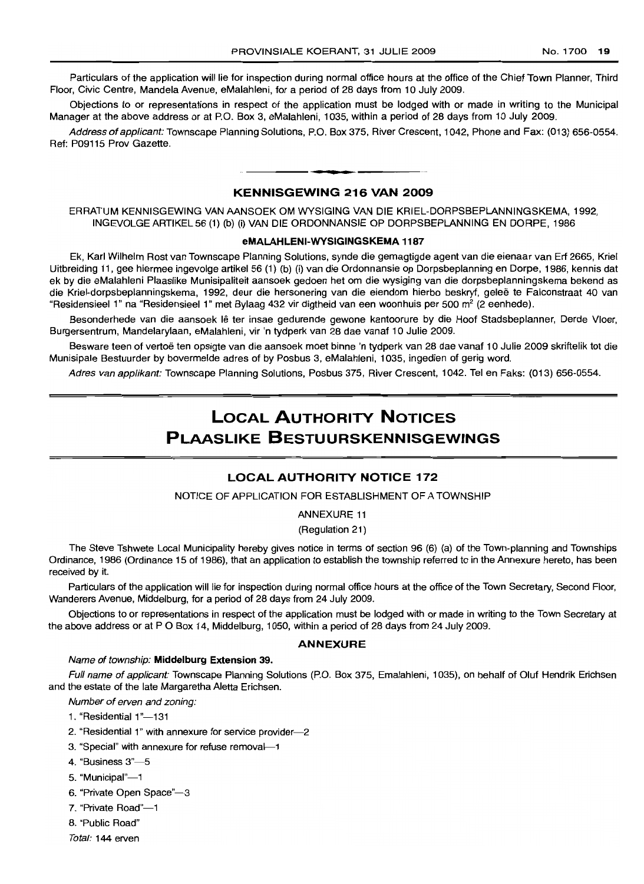Particulars of the application will lie for inspection during normal office hours at the office of the Chief Town Planner, Third Floor, Civic Centre, Mandela Avenue, eMalahleni, for a period of 28 days from 10 July 2009.

Objections to or representations in respect of the application must be lodged with or made in writing to the Municipal Manager at the above address or at P.O. Box 3, eMalahleni, 1035, within a period of 28 days from 10 July 2009.

*Address of applicant:* Townscape Planning Solutions, P.O. Box 375, River Crescent, 1042, Phone and Fax: (013) 656-0554. Ref: P09115 Prov Gazette.

## KENNISGEWING 216 VAN 2009

ERRATUM KENNISGEWING VAN AANSOEK OM WYSIGING VAN DIE KRIEL-DORPSBEPLANNINGSKEMA, 1992, INGEVOLGE ARTIKEL 56 (1) (b) (i) VAN DIE ORDONNANSIE OP DORPSBEPLANNING EN DORPE, 1986

### eMALAHLENI-WYSIGINGSKEMA 1187

Ek, Karl Wilhelm Rost van Townscape Planning Solutions, synde die gemagtigde agent van die eienaar van Erf 2665, Kriel Uitbreiding 11, gee hiermee ingevolge artikel 56 (1) (b) (i) van die Ordonnansie op Dorpsbeplanning en Dorpe, 1986, kennis dat ek by die eMalahleni Plaaslike Munisipaliteit aansoek gedoen het om die wysiging van die dorpsbeplanningskema bekend as die Kriel-dorpsbeplanningskema, 1992, deur die hersonering van die eiendom hierbo beskryf, geleë te Falconstraat 40 van "Residensieel 1" na "Residensieel 1" met Bylaag 432 vir digtheid van een woonhuis per 500 m$^2$ (2 eenhede).

Besonderhede van die aansoek lê ter insae gedurende gewone kantoorure by die Hoof Stadsbeplanner, Derde Vloer, Burgersentrum, Mandelarylaan, eMalahleni, vir 'n tydperk van 28 dae vanaf 10 Julie 2009.

Besware teen of vertoë ten opsigte van die aansoek moet binne 'n tydperk van 28 dae vanaf 10 Julie 2009 skriftelik tot die Munisipale Bestuurder by bovermelde adres of by Posbus 3, eMalahleni, 1035, ingedien of gerig word.

*Adres van applikant:* Townscape Planning Solutions, Posbus 375, River Crescent, 1042. Tel en Faks: (013) 656-0554.

# LOCAL AUTHORITY NOTICES
# PLAASLIKE BESTUURSKENNISGEWINGS

## LOCAL AUTHORITY NOTICE 172

NOTICE OF APPLICATION FOR ESTABLISHMENT OF A TOWNSHIP

ANNEXURE 11

(Regulation 21)

The Steve Tshwete Local Municipality hereby gives notice in terms of section 96 (6) (a) of the Town-planning and Townships Ordinance, 1986 (Ordinance 15 of 1986), that an application to establish the township referred to in the Annexure hereto, has been received by it.

Particulars of the application will lie for inspection during normal office hours at the office of the Town Secretary, Second Floor, Wanderers Avenue, Middelburg, for a period of 28 days from 24 July 2009.

Objections to or representations in respect of the application must be lodged with or made in writing to the Town Secretary at the above address or at P O Box 14, Middelburg, 1050, within a period of 28 days from 24 July 2009.

### ANNEXURE

*Name of township:* **Middelburg Extension 39.**

*Full name of applicant:* Townscape Planning Solutions (P.O. Box 375, Emalahleni, 1035), on behalf of Oluf Hendrik Erichsen and the estate of the late Margaretha Aletta Erichsen.

*Number of erven and zoning:*

1. "Residential 1"—131
2. "Residential 1" with annexure for service provider—2
3. "Special" with annexure for refuse removal—1
4. "Business 3"—5
5. "Municipal"—1
6. "Private Open Space"—3
7. "Private Road"—1
8. "Public Road"

*Total:* 144 erven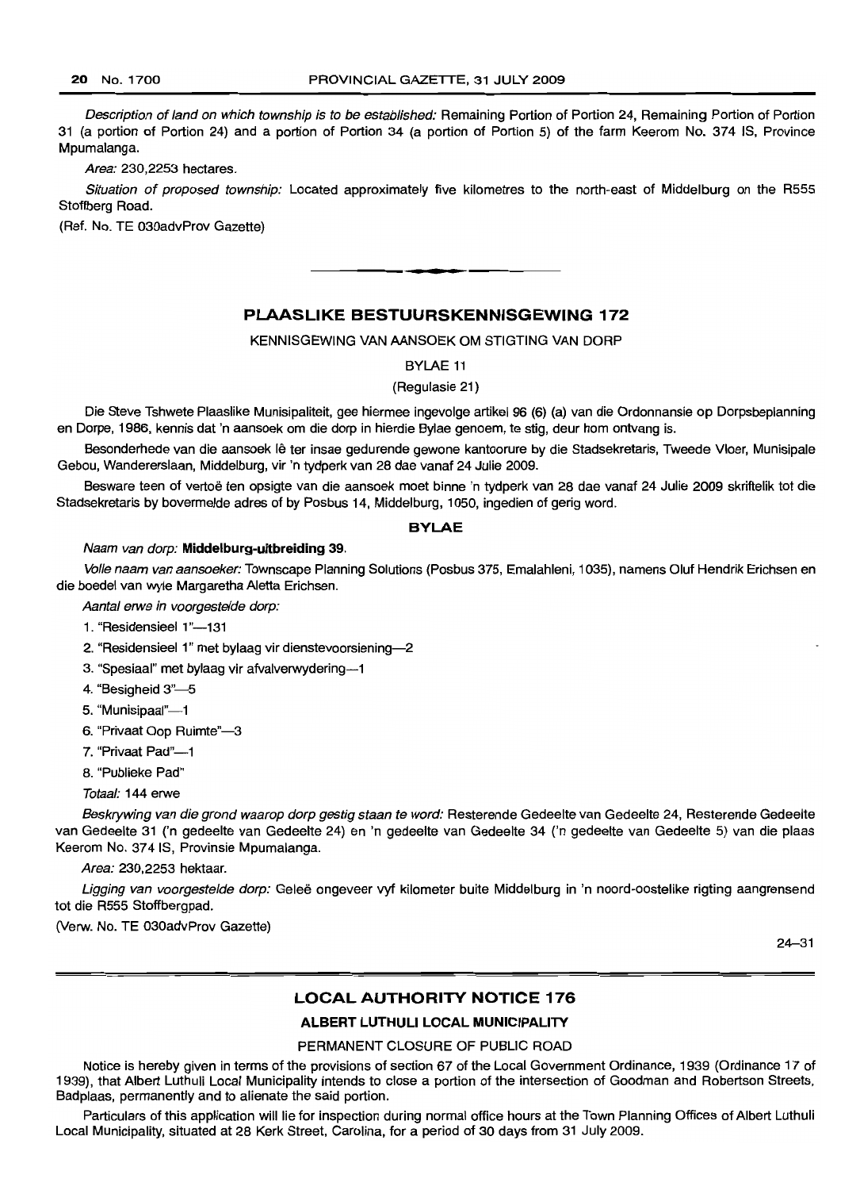*Description of land on which township is to be established:* Remaining Portion of Portion 24, Remaining Portion of Portion 31 (a portion of Portion 24) and a portion of Portion 34 (a portion of Portion 5) of the farm Keerom No. 374 IS, Province Mpumalanga.

*Area:* 230,2253 hectares.

*Situation of proposed township:* Located approximately five kilometres to the north-east of Middelburg on the R555 Stoffberg Road.

(Ref. No. TE 030advProv Gazette)

## PLAASLIKE BESTUURSKENNISGEWING 172

KENNISGEWING VAN AANSOEK OM STIGTING VAN DORP

BYLAE 11

(Regulasie 21)

Die Steve Tshwete Plaaslike Munisipaliteit, gee hiermee ingevolge artikel 96 (6) (a) van die Ordonnansie op Dorpsbeplanning en Dorpe, 1986, kennis dat 'n aansoek om die dorp in hierdie Bylae genoem, te stig, deur hom ontvang is.

Besonderhede van die aansoek lê ter insae gedurende gewone kantoorure by die Stadsekretaris, Tweede Vloer, Munisipale Gebou, Wandererslaan, Middelburg, vir 'n tydperk van 28 dae vanaf 24 Julie 2009.

Besware teen of vertoë ten opsigte van die aansoek moet binne 'n tydperk van 28 dae vanaf 24 Julie 2009 skriftelik tot die Stadsekretaris by bovermelde adres of by Posbus 14, Middelburg, 1050, ingedien of gerig word.

### BYLAE

*Naam van dorp:* **Middelburg-uitbreiding 39.**

*Volle naam van aansoeker:* Townscape Planning Solutions (Posbus 375, Emalahleni, 1035), namens Oluf Hendrik Erichsen en die boedel van wyle Margaretha Aletta Erichsen.

*Aantal erwe in voorgestelde dorp:*

1. "Residensieel 1"—131
2. "Residensieel 1" met bylaag vir dienstevoorsiening—2
3. "Spesiaal" met bylaag vir afvalverwydering—1
4. "Besigheid 3"—5
5. "Munisipaal"—1
6. "Privaat Oop Ruimte"—3
7. "Privaat Pad"—1
8. "Publieke Pad"

*Totaal:* 144 erwe

*Beskrywing van die grond waarop dorp gestig staan te word:* Resterende Gedeelte van Gedeelte 24, Resterende Gedeelte van Gedeelte 31 ('n gedeelte van Gedeelte 24) en 'n gedeelte van Gedeelte 34 ('n gedeelte van Gedeelte 5) van die plaas Keerom No. 374 IS, Provinsie Mpumalanga.

*Area:* 230,2253 hektaar.

*Ligging van voorgestelde dorp:* Geleë ongeveer vyf kilometer buite Middelburg in 'n noord-oostelike rigting aangrensend tot die R555 Stoffbergpad.

(Verw. No. TE 030advProv Gazette)

24–31

## LOCAL AUTHORITY NOTICE 176

### ALBERT LUTHULI LOCAL MUNICIPALITY

PERMANENT CLOSURE OF PUBLIC ROAD

Notice is hereby given in terms of the provisions of section 67 of the Local Government Ordinance, 1939 (Ordinance 17 of 1939), that Albert Luthuli Local Municipality intends to close a portion of the intersection of Goodman and Robertson Streets, Badplaas, permanently and to alienate the said portion.

Particulars of this application will lie for inspection during normal office hours at the Town Planning Offices of Albert Luthuli Local Municipality, situated at 28 Kerk Street, Carolina, for a period of 30 days from 31 July 2009.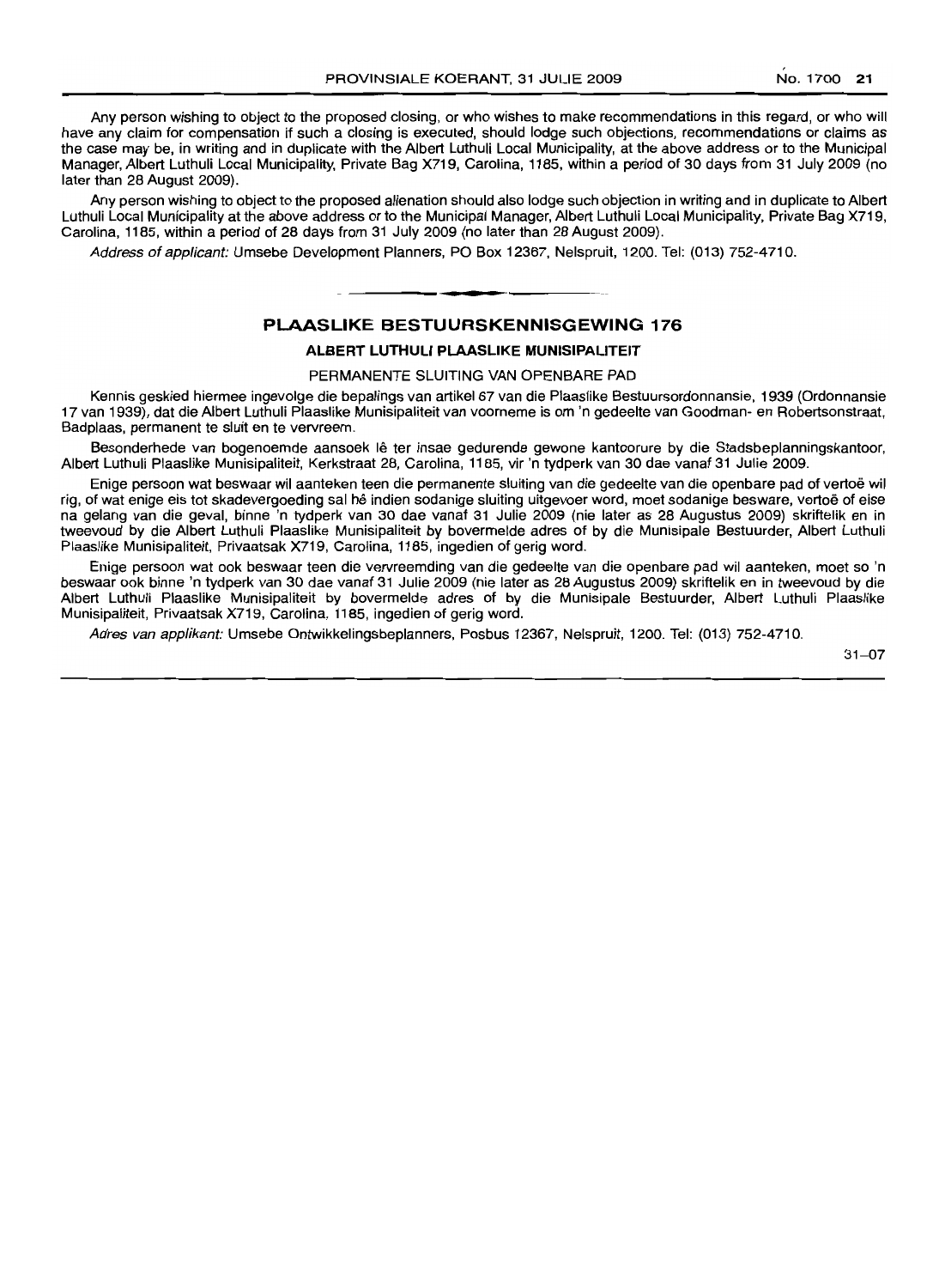Any person wishing to object to the proposed closing, or who wishes to make recommendations in this regard, or who will have any claim for compensation if such a closing is executed, should lodge such objections, recommendations or claims as the case may be, in writing and in duplicate with the Albert Luthuli Local Municipality, at the above address or to the Municipal Manager, Albert Luthuli Local Municipality, Private Bag X719, Carolina, 1185, within a period of 30 days from 31 July 2009 (no later than 28 August 2009).

Any person wishing to object to the proposed alienation should also lodge such objection in writing and in duplicate to Albert Luthuli Local Municipality at the above address or to the Municipal Manager, Albert Luthuli Local Municipality, Private Bag X719, Carolina, 1185, within a period of 28 days from 31 July 2009 (no later than 28 August 2009).

*Address of applicant:* Umsebe Development Planners, PO Box 12367, Nelspruit, 1200. Tel: (013) 752-4710.

---

## PLAASLIKE BESTUURSKENNISGEWING 176

### ALBERT LUTHULI PLAASLIKE MUNISIPALITEIT

PERMANENTE SLUITING VAN OPENBARE PAD

Kennis geskied hiermee ingevolge die bepalings van artikel 67 van die Plaaslike Bestuursordonnansie, 1939 (Ordonnansie 17 van 1939), dat die Albert Luthuli Plaaslike Munisipaliteit van voorneme is om 'n gedeelte van Goodman- en Robertsonstraat, Badplaas, permanent te sluit en te vervreem.

Besonderhede van bogenoemde aansoek lê ter insae gedurende gewone kantoorure by die Stadsbeplanningskantoor, Albert Luthuli Plaaslike Munisipaliteit, Kerkstraat 28, Carolina, 1185, vir 'n tydperk van 30 dae vanaf 31 Julie 2009.

Enige persoon wat beswaar wil aanteken teen die permanente sluiting van die gedeelte van die openbare pad of vertoë wil rig, of wat enige eis tot skadevergoeding sal hê indien sodanige sluiting uitgevoer word, moet sodanige besware, vertoë of eise na gelang van die geval, binne 'n tydperk van 30 dae vanaf 31 Julie 2009 (nie later as 28 Augustus 2009) skriftelik en in tweevoud by die Albert Luthuli Plaaslike Munisipaliteit by bovermelde adres of by die Munisipale Bestuurder, Albert Luthuli Plaaslike Munisipaliteit, Privaatsak X719, Carolina, 1185, ingedien of gerig word.

Enige persoon wat ook beswaar teen die vervreemding van die gedeelte van die openbare pad wil aanteken, moet so 'n beswaar ook binne 'n tydperk van 30 dae vanaf 31 Julie 2009 (nie later as 28 Augustus 2009) skriftelik en in tweevoud by die Albert Luthuli Plaaslike Munisipaliteit by bovermelde adres of by die Munisipale Bestuurder, Albert Luthuli Plaaslike Munisipaliteit, Privaatsak X719, Carolina, 1185, ingedien of gerig word.

*Adres van applikant:* Umsebe Ontwikkelingsbeplanners, Posbus 12367, Nelspruit, 1200. Tel: (013) 752-4710.

31–07